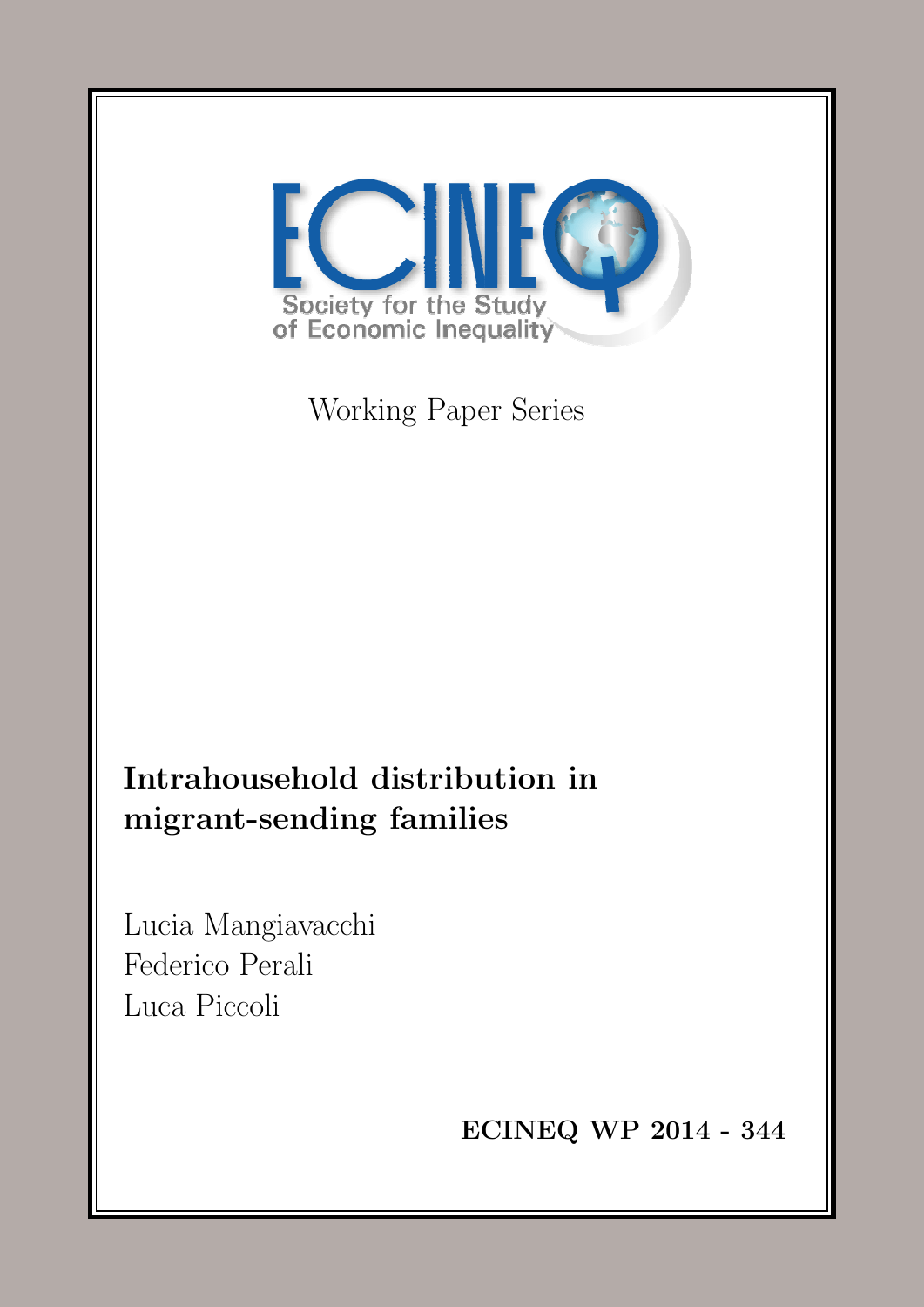ECINEQ

Society for the Study of Economic Inequality

Working Paper Series

# Intrahousehold distribution in migrant-sending families

Lucia Mangiavacchi

Federico Perali

Luca Piccoli

**ECINEQ WP 2014 - 344**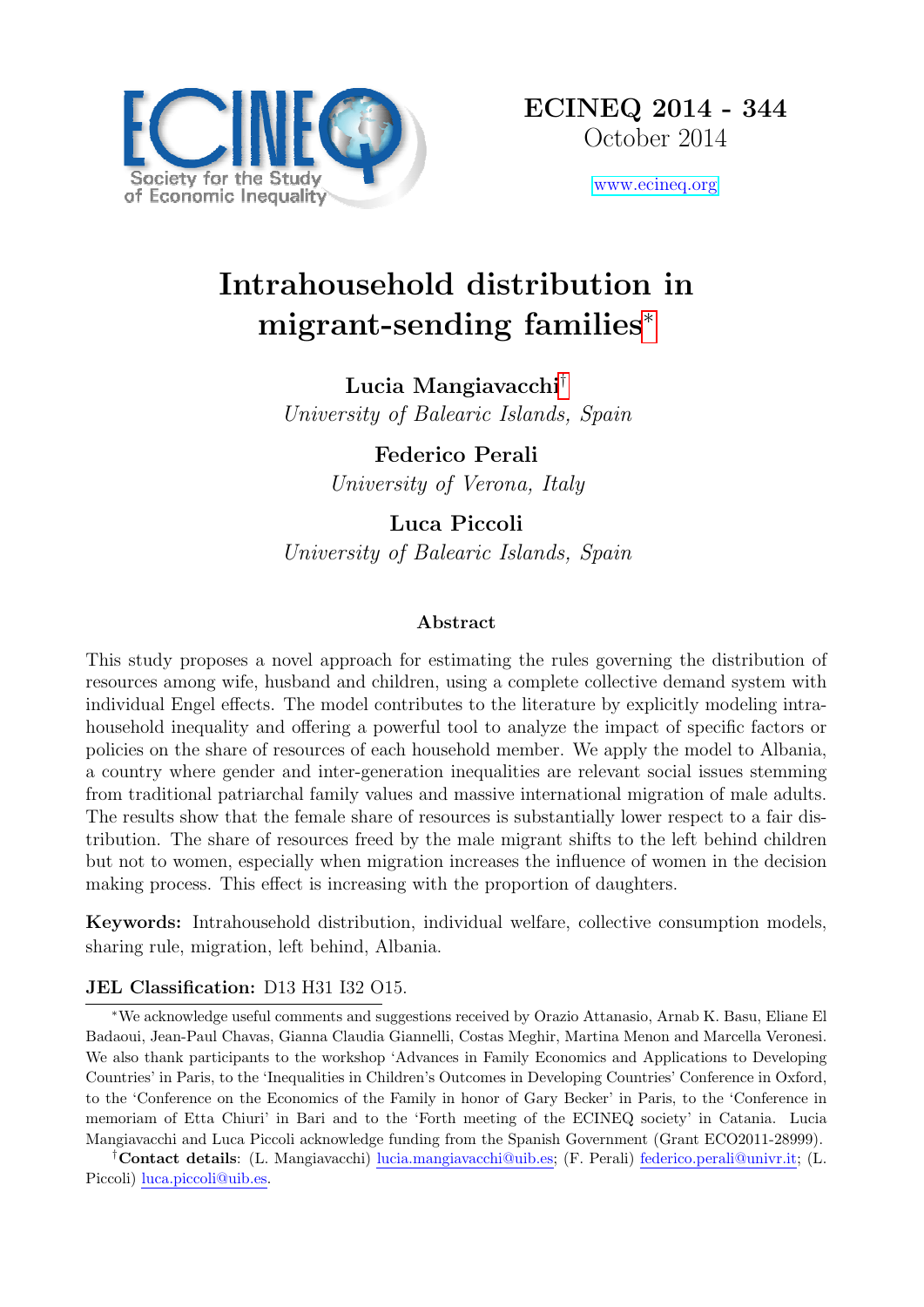ECINEQ 2014 - 344
October 2014

www.ecineq.org

# Intrahousehold distribution in migrant-sending families*

**Lucia Mangiavacchi**†
*University of Balearic Islands, Spain*

**Federico Perali**
*University of Verona, Italy*

**Luca Piccoli**
*University of Balearic Islands, Spain*

### Abstract

This study proposes a novel approach for estimating the rules governing the distribution of resources among wife, husband and children, using a complete collective demand system with individual Engel effects. The model contributes to the literature by explicitly modeling intra-household inequality and offering a powerful tool to analyze the impact of specific factors or policies on the share of resources of each household member. We apply the model to Albania, a country where gender and inter-generation inequalities are relevant social issues stemming from traditional patriarchal family values and massive international migration of male adults. The results show that the female share of resources is substantially lower respect to a fair distribution. The share of resources freed by the male migrant shifts to the left behind children but not to women, especially when migration increases the influence of women in the decision making process. This effect is increasing with the proportion of daughters.

**Keywords:** Intrahousehold distribution, individual welfare, collective consumption models, sharing rule, migration, left behind, Albania.

**JEL Classification:** D13 H31 I32 O15.

*We acknowledge useful comments and suggestions received by Orazio Attanasio, Arnab K. Basu, Eliane El Badaoui, Jean-Paul Chavas, Gianna Claudia Giannelli, Costas Meghir, Martina Menon and Marcella Veronesi. We also thank participants to the workshop 'Advances in Family Economics and Applications to Developing Countries' in Paris, to the 'Inequalities in Children's Outcomes in Developing Countries' Conference in Oxford, to the 'Conference on the Economics of the Family in honor of Gary Becker' in Paris, to the 'Conference in memoriam of Etta Chiuri' in Bari and to the 'Forth meeting of the ECINEQ society' in Catania. Lucia Mangiavacchi and Luca Piccoli acknowledge funding from the Spanish Government (Grant ECO2011-28999).

†**Contact details**: (L. Mangiavacchi) lucia.mangiavacchi@uib.es; (F. Perali) federico.perali@univr.it; (L. Piccoli) luca.piccoli@uib.es.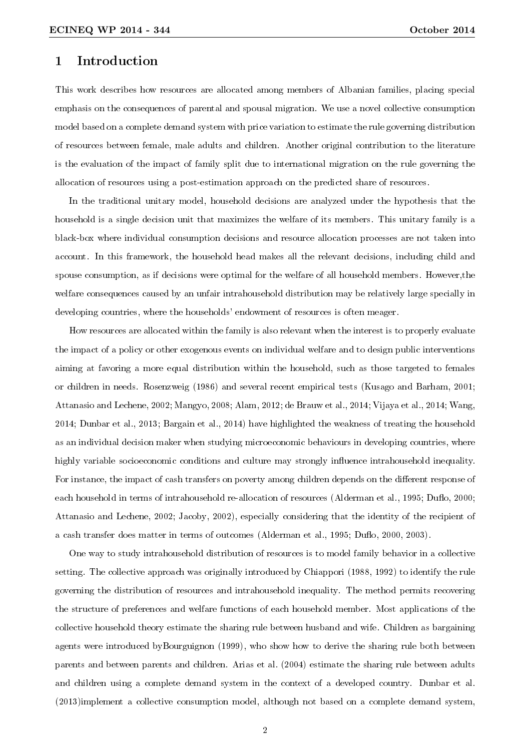# 1 Introduction

This work describes how resources are allocated among members of Albanian families, placing special emphasis on the consequences of parental and spousal migration. We use a novel collective consumption model based on a complete demand system with price variation to estimate the rule governing distribution of resources between female, male adults and children. Another original contribution to the literature is the evaluation of the impact of family split due to international migration on the rule governing the allocation of resources using a post-estimation approach on the predicted share of resources.

In the traditional unitary model, household decisions are analyzed under the hypothesis that the household is a single decision unit that maximizes the welfare of its members. This unitary family is a black-box where individual consumption decisions and resource allocation processes are not taken into account. In this framework, the household head makes all the relevant decisions, including child and spouse consumption, as if decisions were optimal for the welfare of all household members. However,the welfare consequences caused by an unfair intrahousehold distribution may be relatively large specially in developing countries, where the households' endowment of resources is often meager.

How resources are allocated within the family is also relevant when the interest is to properly evaluate the impact of a policy or other exogenous events on individual welfare and to design public interventions aiming at favoring a more equal distribution within the household, such as those targeted to females or children in needs. Rosenzweig (1986) and several recent empirical tests (Kusago and Barham, 2001; Attanasio and Lechene, 2002; Mangyo, 2008; Alam, 2012; de Brauw et al., 2014; Vijaya et al., 2014; Wang, 2014; Dunbar et al., 2013; Bargain et al., 2014) have highlighted the weakness of treating the household as an individual decision maker when studying microeconomic behaviours in developing countries, where highly variable socioeconomic conditions and culture may strongly influence intrahousehold inequality. For instance, the impact of cash transfers on poverty among children depends on the different response of each household in terms of intrahousehold re-allocation of resources (Alderman et al., 1995; Duflo, 2000; Attanasio and Lechene, 2002; Jacoby, 2002), especially considering that the identity of the recipient of a cash transfer does matter in terms of outcomes (Alderman et al., 1995; Duflo, 2000, 2003).

One way to study intrahousehold distribution of resources is to model family behavior in a collective setting. The collective approach was originally introduced by Chiappori (1988, 1992) to identify the rule governing the distribution of resources and intrahousehold inequality. The method permits recovering the structure of preferences and welfare functions of each household member. Most applications of the collective household theory estimate the sharing rule between husband and wife. Children as bargaining agents were introduced byBourguignon (1999), who show how to derive the sharing rule both between parents and between parents and children. Arias et al. (2004) estimate the sharing rule between adults and children using a complete demand system in the context of a developed country. Dunbar et al. (2013)implement a collective consumption model, although not based on a complete demand system,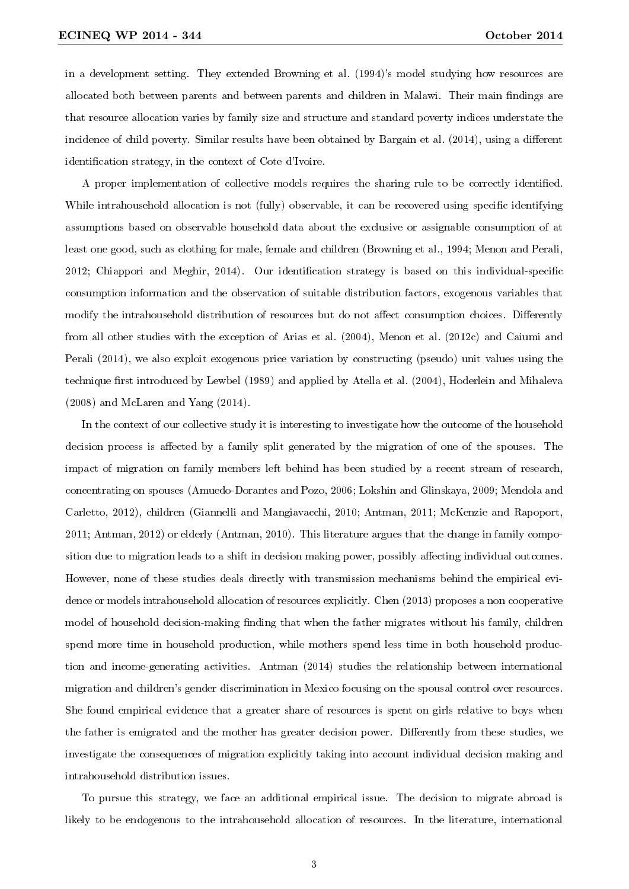in a development setting. They extended Browning et al. (1994)'s model studying how resources are allocated both between parents and between parents and children in Malawi. Their main findings are that resource allocation varies by family size and structure and standard poverty indices understate the incidence of child poverty. Similar results have been obtained by Bargain et al. (2014), using a different identification strategy, in the context of Cote d'Ivoire.

A proper implementation of collective models requires the sharing rule to be correctly identified. While intrahousehold allocation is not (fully) observable, it can be recovered using specific identifying assumptions based on observable household data about the exclusive or assignable consumption of at least one good, such as clothing for male, female and children (Browning et al., 1994; Menon and Perali, 2012; Chiappori and Meghir, 2014). Our identification strategy is based on this individual-specific consumption information and the observation of suitable distribution factors, exogenous variables that modify the intrahousehold distribution of resources but do not affect consumption choices. Differently from all other studies with the exception of Arias et al. (2004), Menon et al. (2012c) and Caiumi and Perali (2014), we also exploit exogenous price variation by constructing (pseudo) unit values using the technique first introduced by Lewbel (1989) and applied by Atella et al. (2004), Hoderlein and Mihaleva (2008) and McLaren and Yang (2014).

In the context of our collective study it is interesting to investigate how the outcome of the household decision process is affected by a family split generated by the migration of one of the spouses. The impact of migration on family members left behind has been studied by a recent stream of research, concentrating on spouses (Amuedo-Dorantes and Pozo, 2006; Lokshin and Glinskaya, 2009; Mendola and Carletto, 2012), children (Giannelli and Mangiavacchi, 2010; Antman, 2011; McKenzie and Rapoport, 2011; Antman, 2012) or elderly (Antman, 2010). This literature argues that the change in family composition due to migration leads to a shift in decision making power, possibly affecting individual outcomes. However, none of these studies deals directly with transmission mechanisms behind the empirical evidence or models intrahousehold allocation of resources explicitly. Chen (2013) proposes a non cooperative model of household decision-making finding that when the father migrates without his family, children spend more time in household production, while mothers spend less time in both household production and income-generating activities. Antman (2014) studies the relationship between international migration and children's gender discrimination in Mexico focusing on the spousal control over resources. She found empirical evidence that a greater share of resources is spent on girls relative to boys when the father is emigrated and the mother has greater decision power. Differently from these studies, we investigate the consequences of migration explicitly taking into account individual decision making and intrahousehold distribution issues.

To pursue this strategy, we face an additional empirical issue. The decision to migrate abroad is likely to be endogenous to the intrahousehold allocation of resources. In the literature, international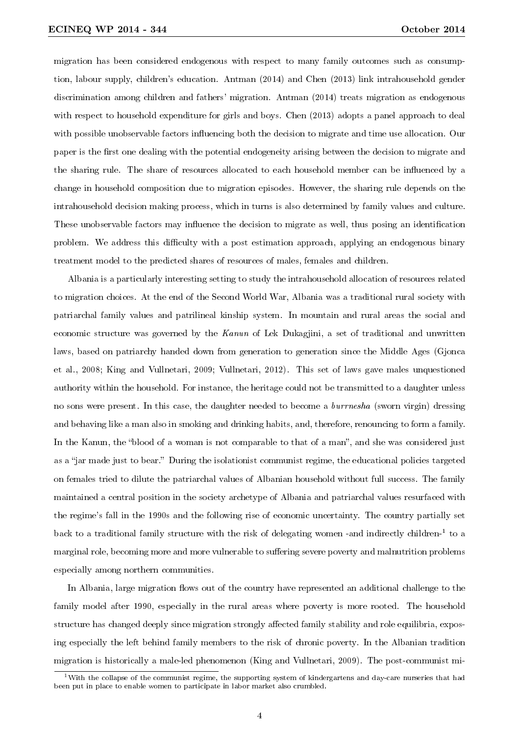migration has been considered endogenous with respect to many family outcomes such as consumption, labour supply, children's education. Antman (2014) and Chen (2013) link intrahousehold gender discrimination among children and fathers' migration. Antman (2014) treats migration as endogenous with respect to household expenditure for girls and boys. Chen (2013) adopts a panel approach to deal with possible unobservable factors influencing both the decision to migrate and time use allocation. Our paper is the first one dealing with the potential endogeneity arising between the decision to migrate and the sharing rule. The share of resources allocated to each household member can be influenced by a change in household composition due to migration episodes. However, the sharing rule depends on the intrahousehold decision making process, which in turns is also determined by family values and culture. These unobservable factors may influence the decision to migrate as well, thus posing an identification problem. We address this difficulty with a post estimation approach, applying an endogenous binary treatment model to the predicted shares of resources of males, females and children.

Albania is a particularly interesting setting to study the intrahousehold allocation of resources related to migration choices. At the end of the Second World War, Albania was a traditional rural society with patriarchal family values and patrilineal kinship system. In mountain and rural areas the social and economic structure was governed by the *Kanun* of Lek Dukagjini, a set of traditional and unwritten laws, based on patriarchy handed down from generation to generation since the Middle Ages (Gjonca et al., 2008; King and Vullnetari, 2009; Vullnetari, 2012). This set of laws gave males unquestioned authority within the household. For instance, the heritage could not be transmitted to a daughter unless no sons were present. In this case, the daughter needed to become a *burrnesha* (sworn virgin) dressing and behaving like a man also in smoking and drinking habits, and, therefore, renouncing to form a family. In the Kanun, the "blood of a woman is not comparable to that of a man", and she was considered just as a "jar made just to bear." During the isolationist communist regime, the educational policies targeted on females tried to dilute the patriarchal values of Albanian household without full success. The family maintained a central position in the society archetype of Albania and patriarchal values resurfaced with the regime's fall in the 1990s and the following rise of economic uncertainty. The country partially set back to a traditional family structure with the risk of delegating women -and indirectly children-[1] to a marginal role, becoming more and more vulnerable to suffering severe poverty and malnutrition problems especially among northern communities.

In Albania, large migration flows out of the country have represented an additional challenge to the family model after 1990, especially in the rural areas where poverty is more rooted. The household structure has changed deeply since migration strongly affected family stability and role equilibria, exposing especially the left behind family members to the risk of chronic poverty. In the Albanian tradition migration is historically a male-led phenomenon (King and Vullnetari, 2009). The post-communist mi-

[1] With the collapse of the communist regime, the supporting system of kindergartens and day-care nurseries that had been put in place to enable women to participate in labor market also crumbled.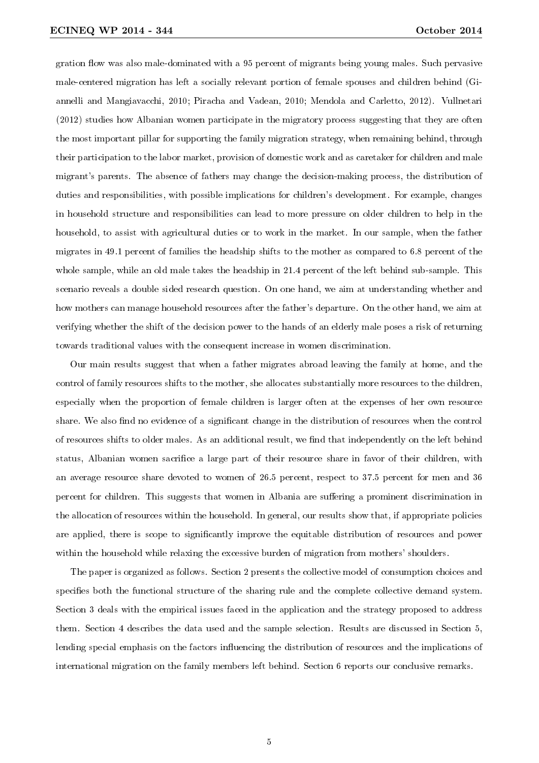gration flow was also male-dominated with a 95 percent of migrants being young males. Such pervasive male-centered migration has left a socially relevant portion of female spouses and children behind (Giannelli and Mangiavacchi, 2010; Piracha and Vadean, 2010; Mendola and Carletto, 2012). Vullnetari (2012) studies how Albanian women participate in the migratory process suggesting that they are often the most important pillar for supporting the family migration strategy, when remaining behind, through their participation to the labor market, provision of domestic work and as caretaker for children and male migrant's parents. The absence of fathers may change the decision-making process, the distribution of duties and responsibilities, with possible implications for children's development. For example, changes in household structure and responsibilities can lead to more pressure on older children to help in the household, to assist with agricultural duties or to work in the market. In our sample, when the father migrates in 49.1 percent of families the headship shifts to the mother as compared to 6.8 percent of the whole sample, while an old male takes the headship in 21.4 percent of the left behind sub-sample. This scenario reveals a double sided research question. On one hand, we aim at understanding whether and how mothers can manage household resources after the father's departure. On the other hand, we aim at verifying whether the shift of the decision power to the hands of an elderly male poses a risk of returning towards traditional values with the consequent increase in women discrimination.

Our main results suggest that when a father migrates abroad leaving the family at home, and the control of family resources shifts to the mother, she allocates substantially more resources to the children, especially when the proportion of female children is larger often at the expenses of her own resource share. We also find no evidence of a significant change in the distribution of resources when the control of resources shifts to older males. As an additional result, we find that independently on the left behind status, Albanian women sacrifice a large part of their resource share in favor of their children, with an average resource share devoted to women of 26.5 percent, respect to 37.5 percent for men and 36 percent for children. This suggests that women in Albania are suffering a prominent discrimination in the allocation of resources within the household. In general, our results show that, if appropriate policies are applied, there is scope to significantly improve the equitable distribution of resources and power within the household while relaxing the excessive burden of migration from mothers' shoulders.

The paper is organized as follows. Section 2 presents the collective model of consumption choices and specifies both the functional structure of the sharing rule and the complete collective demand system. Section 3 deals with the empirical issues faced in the application and the strategy proposed to address them. Section 4 describes the data used and the sample selection. Results are discussed in Section 5, lending special emphasis on the factors influencing the distribution of resources and the implications of international migration on the family members left behind. Section 6 reports our conclusive remarks.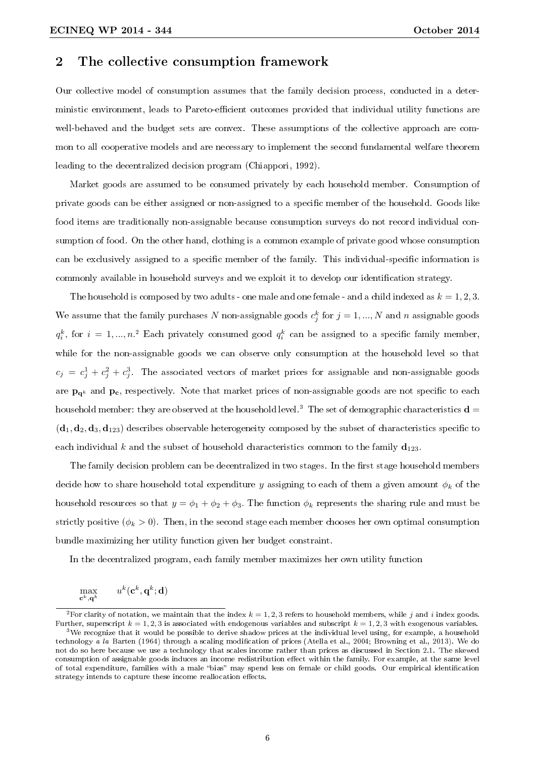## 2 The collective consumption framework

Our collective model of consumption assumes that the family decision process, conducted in a deterministic environment, leads to Pareto-efficient outcomes provided that individual utility functions are well-behaved and the budget sets are convex. These assumptions of the collective approach are common to all cooperative models and are necessary to implement the second fundamental welfare theorem leading to the decentralized decision program (Chiappori, 1992).

Market goods are assumed to be consumed privately by each household member. Consumption of private goods can be either assigned or non-assigned to a specific member of the household. Goods like food items are traditionally non-assignable because consumption surveys do not record individual consumption of food. On the other hand, clothing is a common example of private good whose consumption can be exclusively assigned to a specific member of the family. This individual-specific information is commonly available in household surveys and we exploit it to develop our identification strategy.

The household is composed by two adults - one male and one female - and a child indexed as $k = 1, 2, 3$. We assume that the family purchases $N$ non-assignable goods $c_j^k$ for $j = 1, ..., N$ and $n$ assignable goods $q_i^k$, for $i = 1, ..., n$.[2] Each privately consumed good $q_i^k$ can be assigned to a specific family member, while for the non-assignable goods we can observe only consumption at the household level so that $c_j = c_j^1 + c_j^2 + c_j^3$. The associated vectors of market prices for assignable and non-assignable goods are $\mathbf{p}_{\mathbf{q}^k}$ and $\mathbf{p}_{\mathbf{c}}$, respectively. Note that market prices of non-assignable goods are not specific to each household member: they are observed at the household level.[3] The set of demographic characteristics $\mathbf{d} = (\mathbf{d}_1, \mathbf{d}_2, \mathbf{d}_3, \mathbf{d}_{123})$ describes observable heterogeneity composed by the subset of characteristics specific to each individual $k$ and the subset of household characteristics common to the family $\mathbf{d}_{123}$.

The family decision problem can be decentralized in two stages. In the first stage household members decide how to share household total expenditure $y$ assigning to each of them a given amount $\phi_k$ of the household resources so that $y = \phi_1 + \phi_2 + \phi_3$. The function $\phi_k$ represents the sharing rule and must be strictly positive ($\phi_k > 0$). Then, in the second stage each member chooses her own optimal consumption bundle maximizing her utility function given her budget constraint.

In the decentralized program, each family member maximizes her own utility function

$$\max_{\mathbf{c}^k, \mathbf{q}^k} \quad u^k(\mathbf{c}^k, \mathbf{q}^k; \mathbf{d})$$

[2] For clarity of notation, we maintain that the index $k = 1, 2, 3$ refers to household members, while $j$ and $i$ index goods. Further, superscript $k = 1, 2, 3$ is associated with endogenous variables and subscript $k = 1, 2, 3$ with exogenous variables.

[3] We recognize that it would be possible to derive shadow prices at the individual level using, for example, a household technology *a la* Barten (1964) through a scaling modification of prices (Atella et al., 2004; Browning et al., 2013). We do not do so here because we use a technology that scales income rather than prices as discussed in Section 2.1. The skewed consumption of assignable goods induces an income redistribution effect within the family. For example, at the same level of total expenditure, families with a male "bias" may spend less on female or child goods. Our empirical identification strategy intends to capture these income reallocation effects.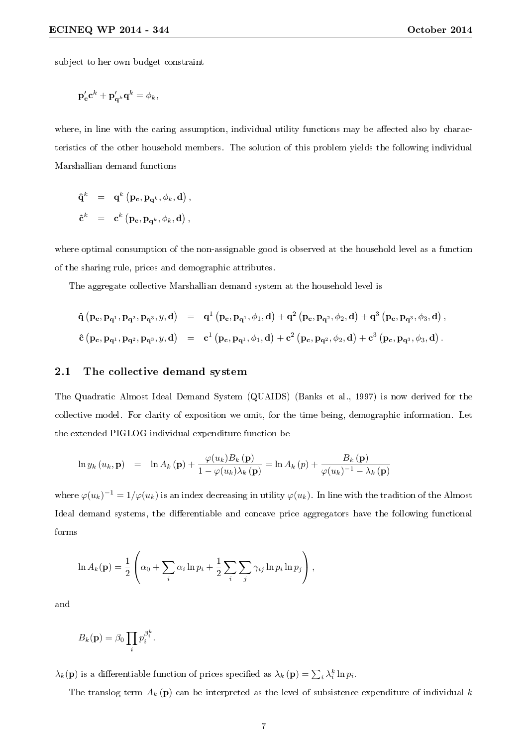subject to her own budget constraint

$$\mathbf{p}_{\mathbf{c}}'\mathbf{c}^k + \mathbf{p}_{\mathbf{q}^k}'\mathbf{q}^k = \phi_k,$$

where, in line with the caring assumption, individual utility functions may be affected also by characteristics of the other household members. The solution of this problem yields the following individual Marshallian demand functions

$$\begin{aligned}
\hat{\mathbf{q}}^k &= \mathbf{q}^k\left(\mathbf{p}_{\mathbf{c}}, \mathbf{p}_{\mathbf{q}^k}, \phi_k, \mathbf{d}\right), \\
\hat{\mathbf{c}}^k &= \mathbf{c}^k\left(\mathbf{p}_{\mathbf{c}}, \mathbf{p}_{\mathbf{q}^k}, \phi_k, \mathbf{d}\right),
\end{aligned}$$

where optimal consumption of the non-assignable good is observed at the household level as a function of the sharing rule, prices and demographic attributes.

The aggregate collective Marshallian demand system at the household level is

$$\begin{aligned}
\hat{\mathbf{q}}\left(\mathbf{p}_{\mathbf{c}}, \mathbf{p}_{\mathbf{q}^1}, \mathbf{p}_{\mathbf{q}^2}, \mathbf{p}_{\mathbf{q}^3}, y, \mathbf{d}\right) &= \mathbf{q}^1\left(\mathbf{p}_{\mathbf{c}}, \mathbf{p}_{\mathbf{q}^1}, \phi_1, \mathbf{d}\right) + \mathbf{q}^2\left(\mathbf{p}_{\mathbf{c}}, \mathbf{p}_{\mathbf{q}^2}, \phi_2, \mathbf{d}\right) + \mathbf{q}^3\left(\mathbf{p}_{\mathbf{c}}, \mathbf{p}_{\mathbf{q}^3}, \phi_3, \mathbf{d}\right), \\
\hat{\mathbf{c}}\left(\mathbf{p}_{\mathbf{c}}, \mathbf{p}_{\mathbf{q}^1}, \mathbf{p}_{\mathbf{q}^2}, \mathbf{p}_{\mathbf{q}^3}, y, \mathbf{d}\right) &= \mathbf{c}^1\left(\mathbf{p}_{\mathbf{c}}, \mathbf{p}_{\mathbf{q}^1}, \phi_1, \mathbf{d}\right) + \mathbf{c}^2\left(\mathbf{p}_{\mathbf{c}}, \mathbf{p}_{\mathbf{q}^2}, \phi_2, \mathbf{d}\right) + \mathbf{c}^3\left(\mathbf{p}_{\mathbf{c}}, \mathbf{p}_{\mathbf{q}^3}, \phi_3, \mathbf{d}\right).
\end{aligned}$$

## 2.1 The collective demand system

The Quadratic Almost Ideal Demand System (QUAIDS) (Banks et al., 1997) is now derived for the collective model. For clarity of exposition we omit, for the time being, demographic information. Let the extended PIGLOG individual expenditure function be

$$\ln y_k\left(u_k, \mathbf{p}\right) = \ln A_k\left(\mathbf{p}\right) + \frac{\varphi(u_k)B_k\left(\mathbf{p}\right)}{1 - \varphi(u_k)\lambda_k\left(\mathbf{p}\right)} = \ln A_k\left(p\right) + \frac{B_k\left(\mathbf{p}\right)}{\varphi(u_k)^{-1} - \lambda_k\left(\mathbf{p}\right)}$$

where $\varphi(u_k)^{-1} = 1/\varphi(u_k)$ is an index decreasing in utility $\varphi(u_k)$. In line with the tradition of the Almost Ideal demand systems, the differentiable and concave price aggregators have the following functional forms

$$\ln A_k(\mathbf{p}) = \frac{1}{2}\left(\alpha_0 + \sum_i \alpha_i \ln p_i + \frac{1}{2}\sum_i\sum_j \gamma_{ij}\ln p_i \ln p_j\right),$$

and

$$B_k(\mathbf{p}) = \beta_0 \prod_i p_i^{\beta_i^k}.$$

$\lambda_k(\mathbf{p})$ is a differentiable function of prices specified as $\lambda_k\left(\mathbf{p}\right) = \sum_i \lambda_i^k \ln p_i$.

The translog term $A_k\left(\mathbf{p}\right)$ can be interpreted as the level of subsistence expenditure of individual $k$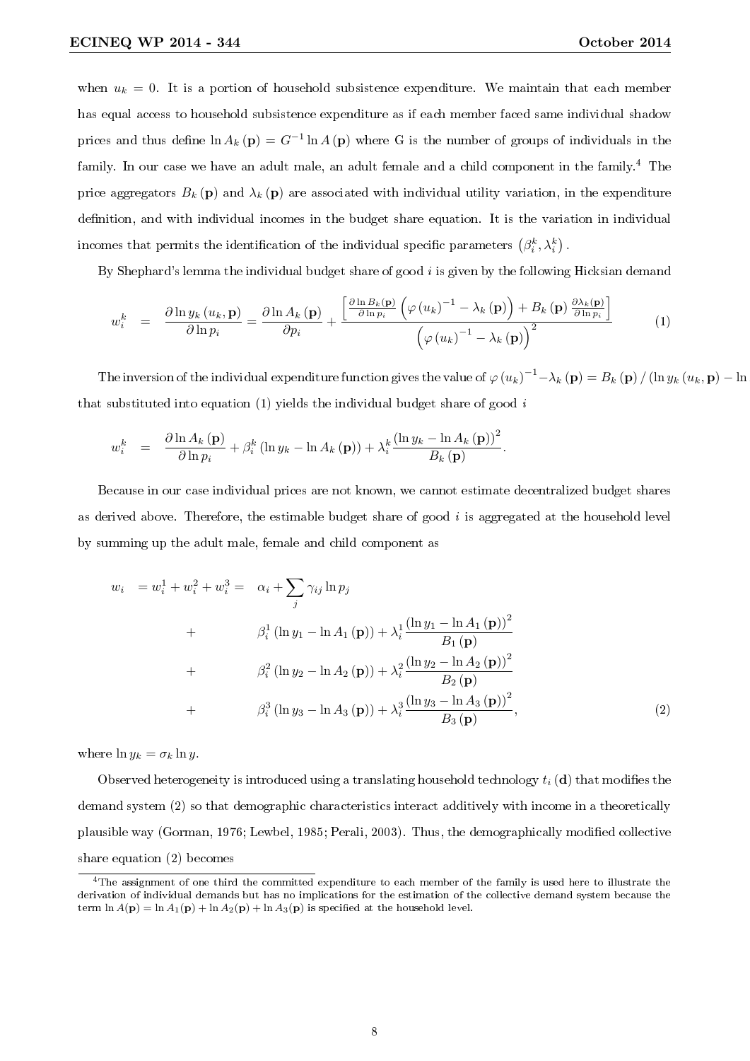when $u_k = 0$. It is a portion of household subsistence expenditure. We maintain that each member has equal access to household subsistence expenditure as if each member faced same individual shadow prices and thus define $\ln A_k(\mathbf{p}) = G^{-1} \ln A(\mathbf{p})$ where G is the number of groups of individuals in the family. In our case we have an adult male, an adult female and a child component in the family.[4] The price aggregators $B_k(\mathbf{p})$ and $\lambda_k(\mathbf{p})$ are associated with individual utility variation, in the expenditure definition, and with individual incomes in the budget share equation. It is the variation in individual incomes that permits the identification of the individual specific parameters $(\beta_i^k, \lambda_i^k)$.

By Shephard's lemma the individual budget share of good $i$ is given by the following Hicksian demand

$$w_i^k = \frac{\partial \ln y_k(u_k, \mathbf{p})}{\partial \ln p_i} = \frac{\partial \ln A_k(\mathbf{p})}{\partial p_i} + \frac{\left[\frac{\partial \ln B_k(\mathbf{p})}{\partial \ln p_i}\left(\varphi(u_k)^{-1} - \lambda_k(\mathbf{p})\right) + B_k(\mathbf{p})\frac{\partial \lambda_k(\mathbf{p})}{\partial \ln p_i}\right]}{\left(\varphi(u_k)^{-1} - \lambda_k(\mathbf{p})\right)^2} \tag{1}$$

The inversion of the individual expenditure function gives the value of $\varphi(u_k)^{-1} - \lambda_k(\mathbf{p}) = B_k(\mathbf{p}) / (\ln y_k(u_k, \mathbf{p}) - \ln$ that substituted into equation (1) yields the individual budget share of good $i$

$$w_i^k = \frac{\partial \ln A_k(\mathbf{p})}{\partial \ln p_i} + \beta_i^k (\ln y_k - \ln A_k(\mathbf{p})) + \lambda_i^k \frac{(\ln y_k - \ln A_k(\mathbf{p}))^2}{B_k(\mathbf{p})}.$$

Because in our case individual prices are not known, we cannot estimate decentralized budget shares as derived above. Therefore, the estimable budget share of good $i$ is aggregated at the household level by summing up the adult male, female and child component as

$$\begin{aligned}
w_i = w_i^1 + w_i^2 + w_i^3 = \quad & \alpha_i + \sum_j \gamma_{ij} \ln p_j \\
+ \quad & \beta_i^1 (\ln y_1 - \ln A_1(\mathbf{p})) + \lambda_i^1 \frac{(\ln y_1 - \ln A_1(\mathbf{p}))^2}{B_1(\mathbf{p})} \\
+ \quad & \beta_i^2 (\ln y_2 - \ln A_2(\mathbf{p})) + \lambda_i^2 \frac{(\ln y_2 - \ln A_2(\mathbf{p}))^2}{B_2(\mathbf{p})} \\
+ \quad & \beta_i^3 (\ln y_3 - \ln A_3(\mathbf{p})) + \lambda_i^3 \frac{(\ln y_3 - \ln A_3(\mathbf{p}))^2}{B_3(\mathbf{p})},
\end{aligned} \tag{2}$$

where $\ln y_k = \sigma_k \ln y$.

Observed heterogeneity is introduced using a translating household technology $t_i(\mathbf{d})$ that modifies the demand system (2) so that demographic characteristics interact additively with income in a theoretically plausible way (Gorman, 1976; Lewbel, 1985; Perali, 2003). Thus, the demographically modified collective share equation (2) becomes

[4] The assignment of one third the committed expenditure to each member of the family is used here to illustrate the derivation of individual demands but has no implications for the estimation of the collective demand system because the term $\ln A(\mathbf{p}) = \ln A_1(\mathbf{p}) + \ln A_2(\mathbf{p}) + \ln A_3(\mathbf{p})$ is specified at the household level.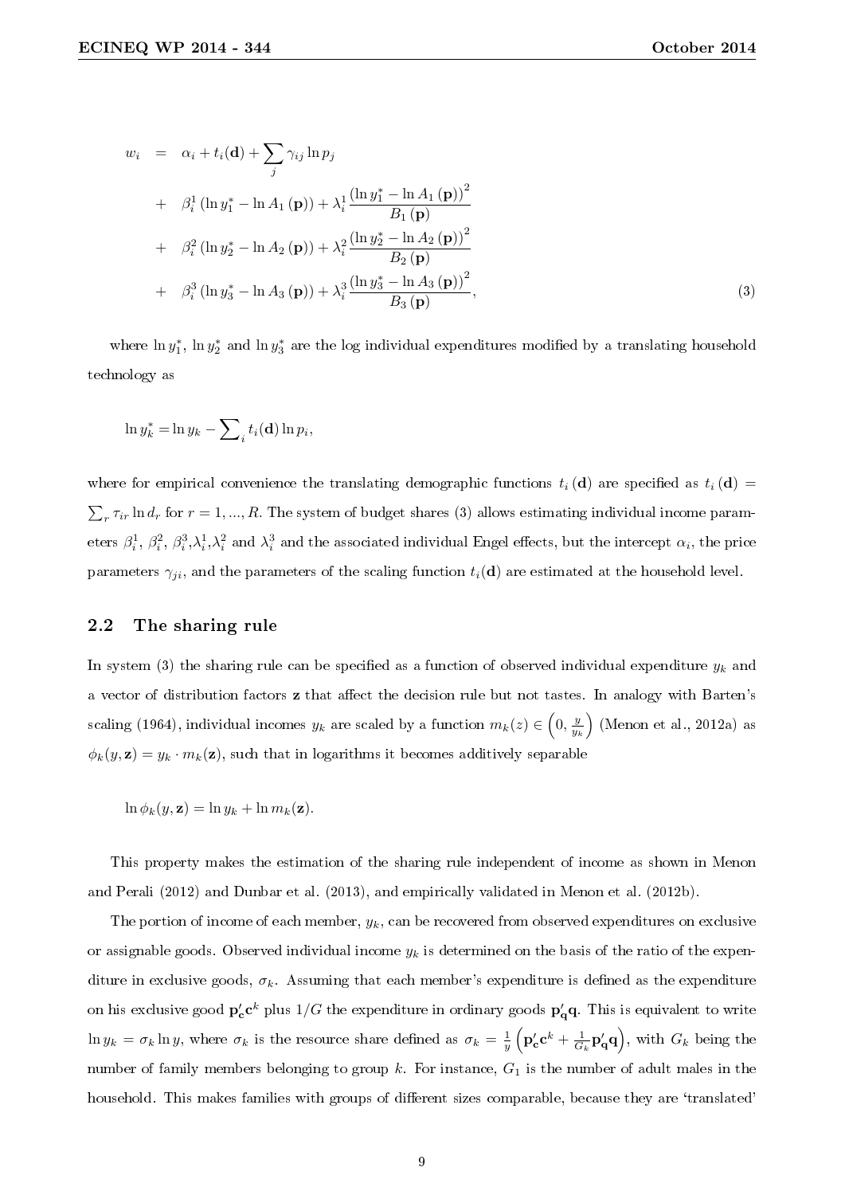$$
\begin{aligned}
w_i &= \alpha_i + t_i(\mathbf{d}) + \sum_j \gamma_{ij} \ln p_j \\
&+ \beta_i^1 \left(\ln y_1^* - \ln A_1(\mathbf{p})\right) + \lambda_i^1 \frac{\left(\ln y_1^* - \ln A_1(\mathbf{p})\right)^2}{B_1(\mathbf{p})} \\
&+ \beta_i^2 \left(\ln y_2^* - \ln A_2(\mathbf{p})\right) + \lambda_i^2 \frac{\left(\ln y_2^* - \ln A_2(\mathbf{p})\right)^2}{B_2(\mathbf{p})} \\
&+ \beta_i^3 \left(\ln y_3^* - \ln A_3(\mathbf{p})\right) + \lambda_i^3 \frac{\left(\ln y_3^* - \ln A_3(\mathbf{p})\right)^2}{B_3(\mathbf{p})},
\end{aligned} \tag{3}
$$

where $\ln y_1^*$, $\ln y_2^*$ and $\ln y_3^*$ are the log individual expenditures modified by a translating household technology as

$$
\ln y_k^* = \ln y_k - \sum\nolimits_i t_i(\mathbf{d}) \ln p_i,
$$

where for empirical convenience the translating demographic functions $t_i(\mathbf{d})$ are specified as $t_i(\mathbf{d}) = \sum_r \tau_{ir} \ln d_r$ for $r = 1, ..., R$. The system of budget shares (3) allows estimating individual income parameters $\beta_i^1$, $\beta_i^2$, $\beta_i^3$,$\lambda_i^1$,$\lambda_i^2$ and $\lambda_i^3$ and the associated individual Engel effects, but the intercept $\alpha_i$, the price parameters $\gamma_{ji}$, and the parameters of the scaling function $t_i(\mathbf{d})$ are estimated at the household level.

## 2.2 The sharing rule

In system (3) the sharing rule can be specified as a function of observed individual expenditure $y_k$ and a vector of distribution factors $\mathbf{z}$ that affect the decision rule but not tastes. In analogy with Barten's scaling (1964), individual incomes $y_k$ are scaled by a function $m_k(z) \in \left(0, \frac{y}{y_k}\right)$ (Menon et al., 2012a) as $\phi_k(y, \mathbf{z}) = y_k \cdot m_k(\mathbf{z})$, such that in logarithms it becomes additively separable

$$
\ln \phi_k(y, \mathbf{z}) = \ln y_k + \ln m_k(\mathbf{z}).
$$

This property makes the estimation of the sharing rule independent of income as shown in Menon and Perali (2012) and Dunbar et al. (2013), and empirically validated in Menon et al. (2012b).

The portion of income of each member, $y_k$, can be recovered from observed expenditures on exclusive or assignable goods. Observed individual income $y_k$ is determined on the basis of the ratio of the expenditure in exclusive goods, $\sigma_k$. Assuming that each member's expenditure is defined as the expenditure on his exclusive good $\mathbf{p}_\mathbf{c}'\mathbf{c}^k$ plus $1/G$ the expenditure in ordinary goods $\mathbf{p}_\mathbf{q}'\mathbf{q}$. This is equivalent to write $\ln y_k = \sigma_k \ln y$, where $\sigma_k$ is the resource share defined as $\sigma_k = \frac{1}{y}\left(\mathbf{p}_\mathbf{c}'\mathbf{c}^k + \frac{1}{G_k}\mathbf{p}_\mathbf{q}'\mathbf{q}\right)$, with $G_k$ being the number of family members belonging to group $k$. For instance, $G_1$ is the number of adult males in the household. This makes families with groups of different sizes comparable, because they are 'translated'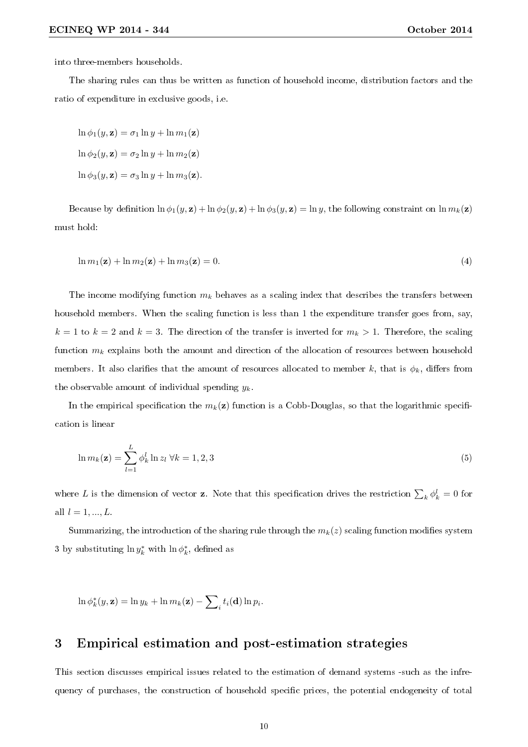into three-members households.

The sharing rules can thus be written as function of household income, distribution factors and the ratio of expenditure in exclusive goods, i.e.

$$\ln \phi_1(y, \mathbf{z}) = \sigma_1 \ln y + \ln m_1(\mathbf{z})$$

$$\ln \phi_2(y, \mathbf{z}) = \sigma_2 \ln y + \ln m_2(\mathbf{z})$$

$$\ln \phi_3(y, \mathbf{z}) = \sigma_3 \ln y + \ln m_3(\mathbf{z}).$$

Because by definition $\ln \phi_1(y, \mathbf{z}) + \ln \phi_2(y, \mathbf{z}) + \ln \phi_3(y, \mathbf{z}) = \ln y$, the following constraint on $\ln m_k(\mathbf{z})$ must hold:

$$\ln m_1(\mathbf{z}) + \ln m_2(\mathbf{z}) + \ln m_3(\mathbf{z}) = 0. \tag{4}$$

The income modifying function $m_k$ behaves as a scaling index that describes the transfers between household members. When the scaling function is less than 1 the expenditure transfer goes from, say, $k = 1$ to $k = 2$ and $k = 3$. The direction of the transfer is inverted for $m_k > 1$. Therefore, the scaling function $m_k$ explains both the amount and direction of the allocation of resources between household members. It also clarifies that the amount of resources allocated to member $k$, that is $\phi_k$, differs from the observable amount of individual spending $y_k$.

In the empirical specification the $m_k(\mathbf{z})$ function is a Cobb-Douglas, so that the logarithmic specification is linear

$$\ln m_k(\mathbf{z}) = \sum_{l=1}^{L} \phi_k^l \ln z_l \;\forall k = 1, 2, 3 \tag{5}$$

where $L$ is the dimension of vector $\mathbf{z}$. Note that this specification drives the restriction $\sum_k \phi_k^l = 0$ for all $l = 1, ..., L$.

Summarizing, the introduction of the sharing rule through the $m_k(z)$ scaling function modifies system 3 by substituting $\ln y_k^*$ with $\ln \phi_k^*$, defined as

$$\ln \phi_k^*(y, \mathbf{z}) = \ln y_k + \ln m_k(\mathbf{z}) - \sum\nolimits_i t_i(\mathbf{d}) \ln p_i.$$

## 3 Empirical estimation and post-estimation strategies

This section discusses empirical issues related to the estimation of demand systems -such as the infrequency of purchases, the construction of household specific prices, the potential endogeneity of total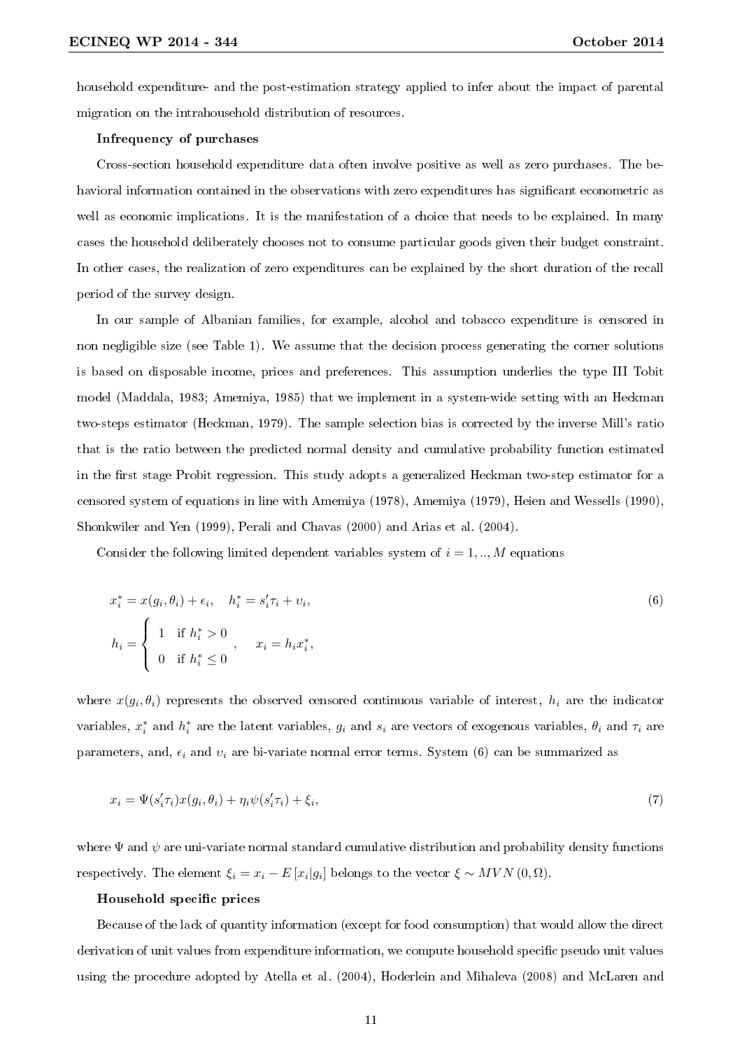household expenditure- and the post-estimation strategy applied to infer about the impact of parental migration on the intrahousehold distribution of resources.

**Infrequency of purchases**

Cross-section household expenditure data often involve positive as well as zero purchases. The behavioral information contained in the observations with zero expenditures has significant econometric as well as economic implications. It is the manifestation of a choice that needs to be explained. In many cases the household deliberately chooses not to consume particular goods given their budget constraint. In other cases, the realization of zero expenditures can be explained by the short duration of the recall period of the survey design.

In our sample of Albanian families, for example, alcohol and tobacco expenditure is censored in non negligible size (see Table 1). We assume that the decision process generating the corner solutions is based on disposable income, prices and preferences. This assumption underlies the type III Tobit model (Maddala, 1983; Amemiya, 1985) that we implement in a system-wide setting with an Heckman two-steps estimator (Heckman, 1979). The sample selection bias is corrected by the inverse Mill's ratio that is the ratio between the predicted normal density and cumulative probability function estimated in the first stage Probit regression. This study adopts a generalized Heckman two-step estimator for a censored system of equations in line with Amemiya (1978), Amemiya (1979), Heien and Wessells (1990), Shonkwiler and Yen (1999), Perali and Chavas (2000) and Arias et al. (2004).

Consider the following limited dependent variables system of $i = 1, .., M$ equations

$$x_i^* = x(g_i, \theta_i) + \epsilon_i, \quad h_i^* = s_i'\tau_i + \upsilon_i, \tag{6}$$

$$h_i = \begin{cases} 1 & \text{if } h_i^* > 0 \\ 0 & \text{if } h_i^* \leq 0 \end{cases}, \quad x_i = h_i x_i^*,$$

where $x(g_i, \theta_i)$ represents the observed censored continuous variable of interest, $h_i$ are the indicator variables, $x_i^*$ and $h_i^*$ are the latent variables, $g_i$ and $s_i$ are vectors of exogenous variables, $\theta_i$ and $\tau_i$ are parameters, and, $\epsilon_i$ and $\upsilon_i$ are bi-variate normal error terms. System (6) can be summarized as

$$x_i = \Psi(s_i'\tau_i)x(g_i, \theta_i) + \eta_i \psi(s_i'\tau_i) + \xi_i, \tag{7}$$

where $\Psi$ and $\psi$ are uni-variate normal standard cumulative distribution and probability density functions respectively. The element $\xi_i = x_i - E[x_i|g_i]$ belongs to the vector $\xi \sim MVN(0, \Omega)$.

**Household specific prices**

Because of the lack of quantity information (except for food consumption) that would allow the direct derivation of unit values from expenditure information, we compute household specific pseudo unit values using the procedure adopted by Atella et al. (2004), Hoderlein and Mihaleva (2008) and McLaren and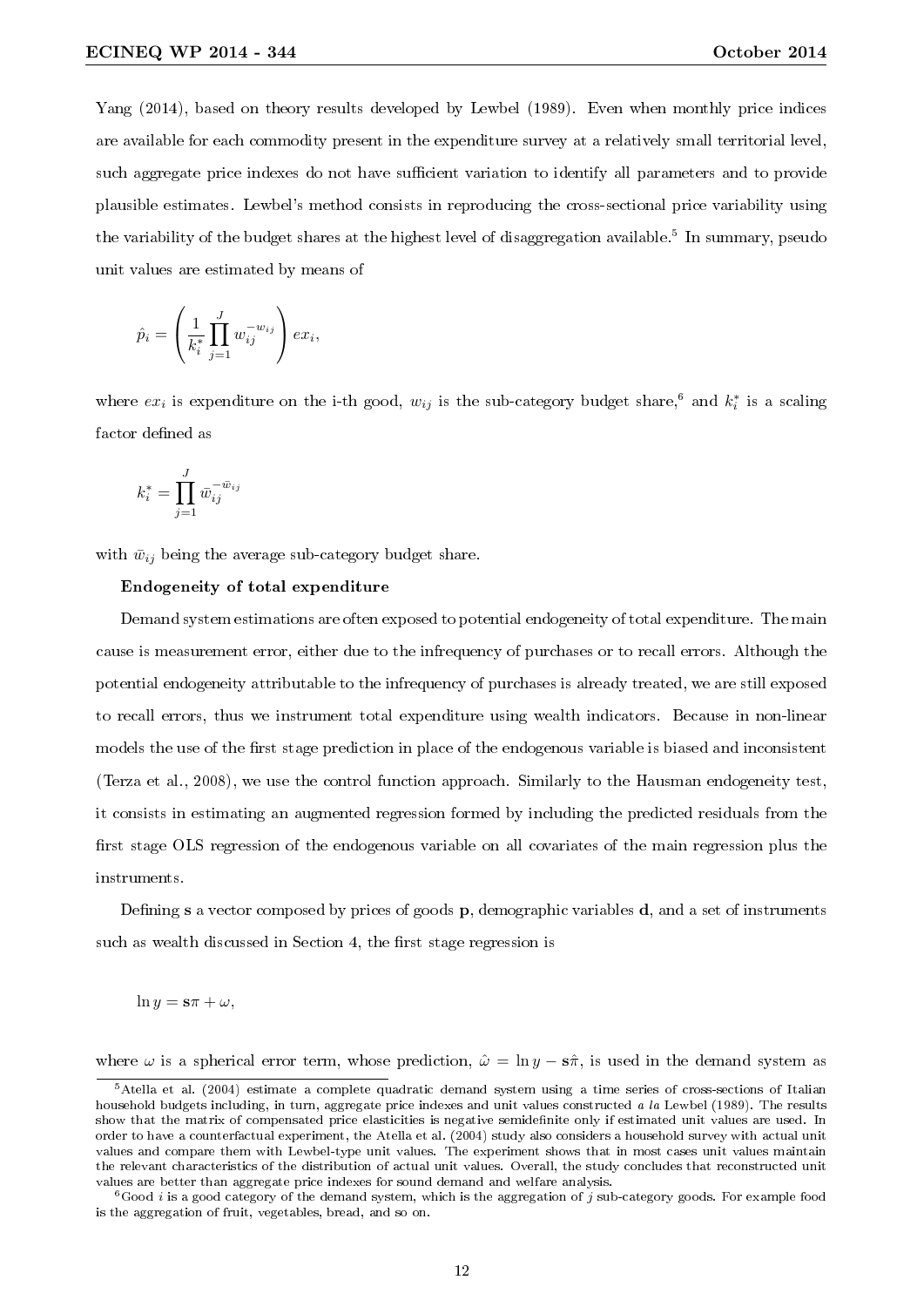Yang (2014), based on theory results developed by Lewbel (1989). Even when monthly price indices are available for each commodity present in the expenditure survey at a relatively small territorial level, such aggregate price indexes do not have sufficient variation to identify all parameters and to provide plausible estimates. Lewbel's method consists in reproducing the cross-sectional price variability using the variability of the budget shares at the highest level of disaggregation available.[5] In summary, pseudo unit values are estimated by means of

$$\hat{p}_i = \left( \frac{1}{k_i^*} \prod_{j=1}^{J} w_{ij}^{-w_{ij}} \right) ex_i,$$

where $ex_i$ is expenditure on the i-th good, $w_{ij}$ is the sub-category budget share,[6] and $k_i^*$ is a scaling factor defined as

$$k_i^* = \prod_{j=1}^{J} \bar{w}_{ij}^{-\bar{w}_{ij}}$$

with $\bar{w}_{ij}$ being the average sub-category budget share.

**Endogeneity of total expenditure**

Demand system estimations are often exposed to potential endogeneity of total expenditure. The main cause is measurement error, either due to the infrequency of purchases or to recall errors. Although the potential endogeneity attributable to the infrequency of purchases is already treated, we are still exposed to recall errors, thus we instrument total expenditure using wealth indicators. Because in non-linear models the use of the first stage prediction in place of the endogenous variable is biased and inconsistent (Terza et al., 2008), we use the control function approach. Similarly to the Hausman endogeneity test, it consists in estimating an augmented regression formed by including the predicted residuals from the first stage OLS regression of the endogenous variable on all covariates of the main regression plus the instruments.

Defining $\mathbf{s}$ a vector composed by prices of goods $\mathbf{p}$, demographic variables $\mathbf{d}$, and a set of instruments such as wealth discussed in Section 4, the first stage regression is

$$\ln y = \mathbf{s}\pi + \omega,$$

where $\omega$ is a spherical error term, whose prediction, $\hat{\omega} = \ln y - \mathbf{s}\hat{\pi}$, is used in the demand system as

[5] Atella et al. (2004) estimate a complete quadratic demand system using a time series of cross-sections of Italian household budgets including, in turn, aggregate price indexes and unit values constructed *a la* Lewbel (1989). The results show that the matrix of compensated price elasticities is negative semidefinite only if estimated unit values are used. In order to have a counterfactual experiment, the Atella et al. (2004) study also considers a household survey with actual unit values and compare them with Lewbel-type unit values. The experiment shows that in most cases unit values maintain the relevant characteristics of the distribution of actual unit values. Overall, the study concludes that reconstructed unit values are better than aggregate price indexes for sound demand and welfare analysis.

[6] Good $i$ is a good category of the demand system, which is the aggregation of $j$ sub-category goods. For example food is the aggregation of fruit, vegetables, bread, and so on.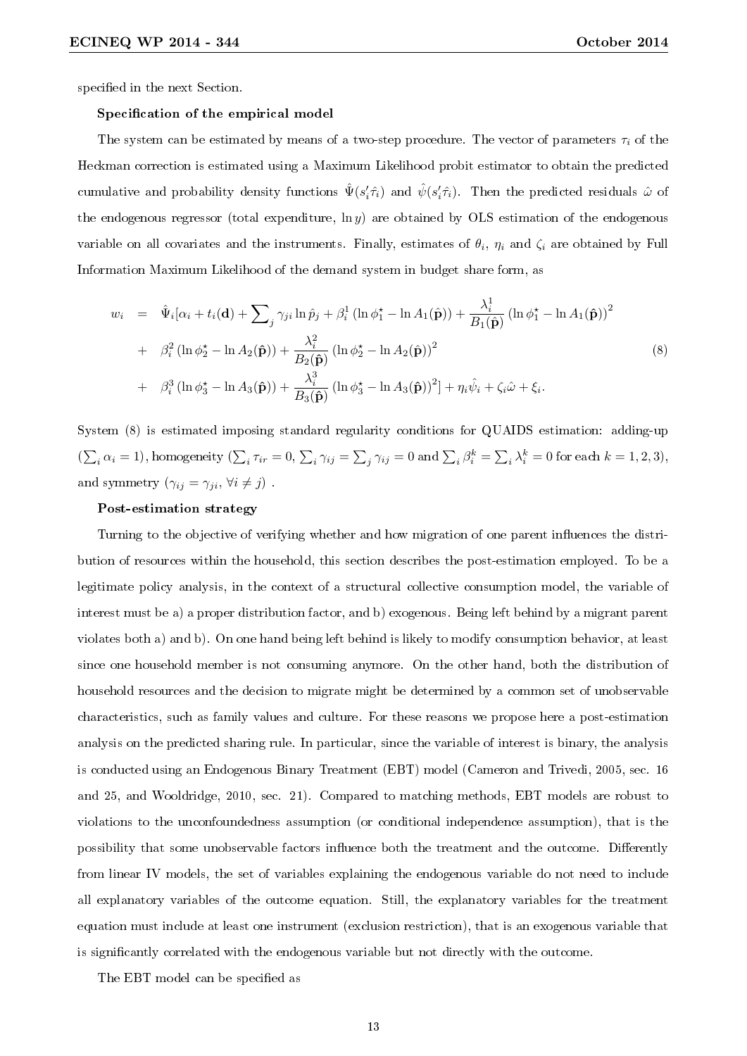specified in the next Section.

**Specification of the empirical model**

The system can be estimated by means of a two-step procedure. The vector of parameters $\tau_i$ of the Heckman correction is estimated using a Maximum Likelihood probit estimator to obtain the predicted cumulative and probability density functions $\hat{\Psi}(s_i'\hat{\tau}_i)$ and $\hat{\psi}(s_i'\hat{\tau}_i)$. Then the predicted residuals $\hat{\omega}$ of the endogenous regressor (total expenditure, $\ln y$) are obtained by OLS estimation of the endogenous variable on all covariates and the instruments. Finally, estimates of $\theta_i$, $\eta_i$ and $\zeta_i$ are obtained by Full Information Maximum Likelihood of the demand system in budget share form, as

$$
\begin{aligned}
w_i &= \hat{\Psi}_i[\alpha_i + t_i(\mathbf{d}) + \sum\nolimits_j \gamma_{ji} \ln \hat{p}_j + \beta_i^1 (\ln \phi_1^\star - \ln A_1(\hat{\mathbf{p}})) + \frac{\lambda_i^1}{B_1(\hat{\mathbf{p}})} (\ln \phi_1^\star - \ln A_1(\hat{\mathbf{p}}))^2 \\
&+ \beta_i^2 (\ln \phi_2^\star - \ln A_2(\hat{\mathbf{p}})) + \frac{\lambda_i^2}{B_2(\hat{\mathbf{p}})} (\ln \phi_2^\star - \ln A_2(\hat{\mathbf{p}}))^2 \\
&+ \beta_i^3 (\ln \phi_3^\star - \ln A_3(\hat{\mathbf{p}})) + \frac{\lambda_i^3}{B_3(\hat{\mathbf{p}})} (\ln \phi_3^\star - \ln A_3(\hat{\mathbf{p}}))^2] + \eta_i \hat{\psi}_i + \zeta_i \hat{\omega} + \xi_i.
\end{aligned} \tag{8}
$$

System (8) is estimated imposing standard regularity conditions for QUAIDS estimation: adding-up ($\sum_i \alpha_i = 1$), homogeneity ($\sum_i \tau_{ir} = 0$, $\sum_i \gamma_{ij} = \sum_j \gamma_{ij} = 0$ and $\sum_i \beta_i^k = \sum_i \lambda_i^k = 0$ for each $k = 1, 2, 3$), and symmetry ($\gamma_{ij} = \gamma_{ji}$, $\forall i \neq j$) .

**Post-estimation strategy**

Turning to the objective of verifying whether and how migration of one parent influences the distribution of resources within the household, this section describes the post-estimation employed. To be a legitimate policy analysis, in the context of a structural collective consumption model, the variable of interest must be a) a proper distribution factor, and b) exogenous. Being left behind by a migrant parent violates both a) and b). On one hand being left behind is likely to modify consumption behavior, at least since one household member is not consuming anymore. On the other hand, both the distribution of household resources and the decision to migrate might be determined by a common set of unobservable characteristics, such as family values and culture. For these reasons we propose here a post-estimation analysis on the predicted sharing rule. In particular, since the variable of interest is binary, the analysis is conducted using an Endogenous Binary Treatment (EBT) model (Cameron and Trivedi, 2005, sec. 16 and 25, and Wooldridge, 2010, sec. 21). Compared to matching methods, EBT models are robust to violations to the unconfoundedness assumption (or conditional independence assumption), that is the possibility that some unobservable factors influence both the treatment and the outcome. Differently from linear IV models, the set of variables explaining the endogenous variable do not need to include all explanatory variables of the outcome equation. Still, the explanatory variables for the treatment equation must include at least one instrument (exclusion restriction), that is an exogenous variable that is significantly correlated with the endogenous variable but not directly with the outcome.

The EBT model can be specified as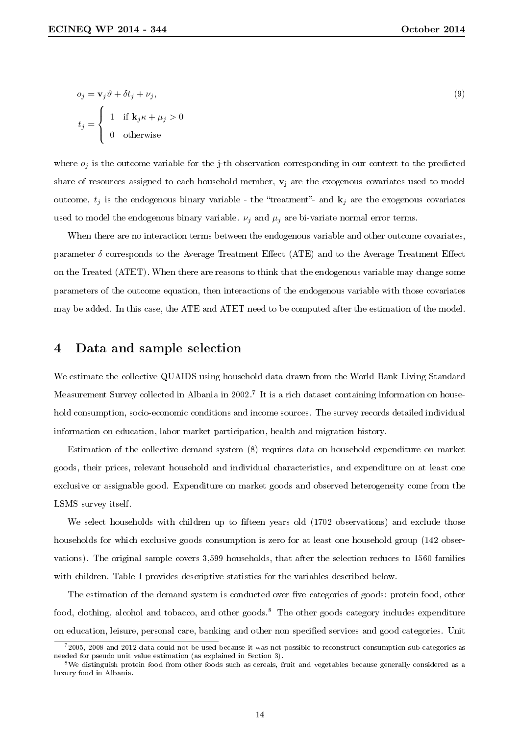$$o_j = \mathbf{v}_j \vartheta + \delta t_j + \nu_j, \tag{9}$$

$$t_j = \begin{cases} 1 & \text{if } \mathbf{k}_j \kappa + \mu_j > 0 \\ 0 & \text{otherwise} \end{cases}$$

where $o_j$ is the outcome variable for the j-th observation corresponding in our context to the predicted share of resources assigned to each household member, $\mathbf{v}_j$ are the exogenous covariates used to model outcome, $t_j$ is the endogenous binary variable - the "treatment"- and $\mathbf{k}_j$ are the exogenous covariates used to model the endogenous binary variable. $\nu_j$ and $\mu_j$ are bi-variate normal error terms.

When there are no interaction terms between the endogenous variable and other outcome covariates, parameter $\delta$ corresponds to the Average Treatment Effect (ATE) and to the Average Treatment Effect on the Treated (ATET). When there are reasons to think that the endogenous variable may change some parameters of the outcome equation, then interactions of the endogenous variable with those covariates may be added. In this case, the ATE and ATET need to be computed after the estimation of the model.

## 4 Data and sample selection

We estimate the collective QUAIDS using household data drawn from the World Bank Living Standard Measurement Survey collected in Albania in 2002.[7] It is a rich dataset containing information on household consumption, socio-economic conditions and income sources. The survey records detailed individual information on education, labor market participation, health and migration history.

Estimation of the collective demand system (8) requires data on household expenditure on market goods, their prices, relevant household and individual characteristics, and expenditure on at least one exclusive or assignable good. Expenditure on market goods and observed heterogeneity come from the LSMS survey itself.

We select households with children up to fifteen years old (1702 observations) and exclude those households for which exclusive goods consumption is zero for at least one household group (142 observations). The original sample covers 3,599 households, that after the selection reduces to 1560 families with children. Table 1 provides descriptive statistics for the variables described below.

The estimation of the demand system is conducted over five categories of goods: protein food, other food, clothing, alcohol and tobacco, and other goods.[8] The other goods category includes expenditure on education, leisure, personal care, banking and other non specified services and good categories. Unit

[7] 2005, 2008 and 2012 data could not be used because it was not possible to reconstruct consumption sub-categories as needed for pseudo unit value estimation (as explained in Section 3).

[8] We distinguish protein food from other foods such as cereals, fruit and vegetables because generally considered as a luxury food in Albania.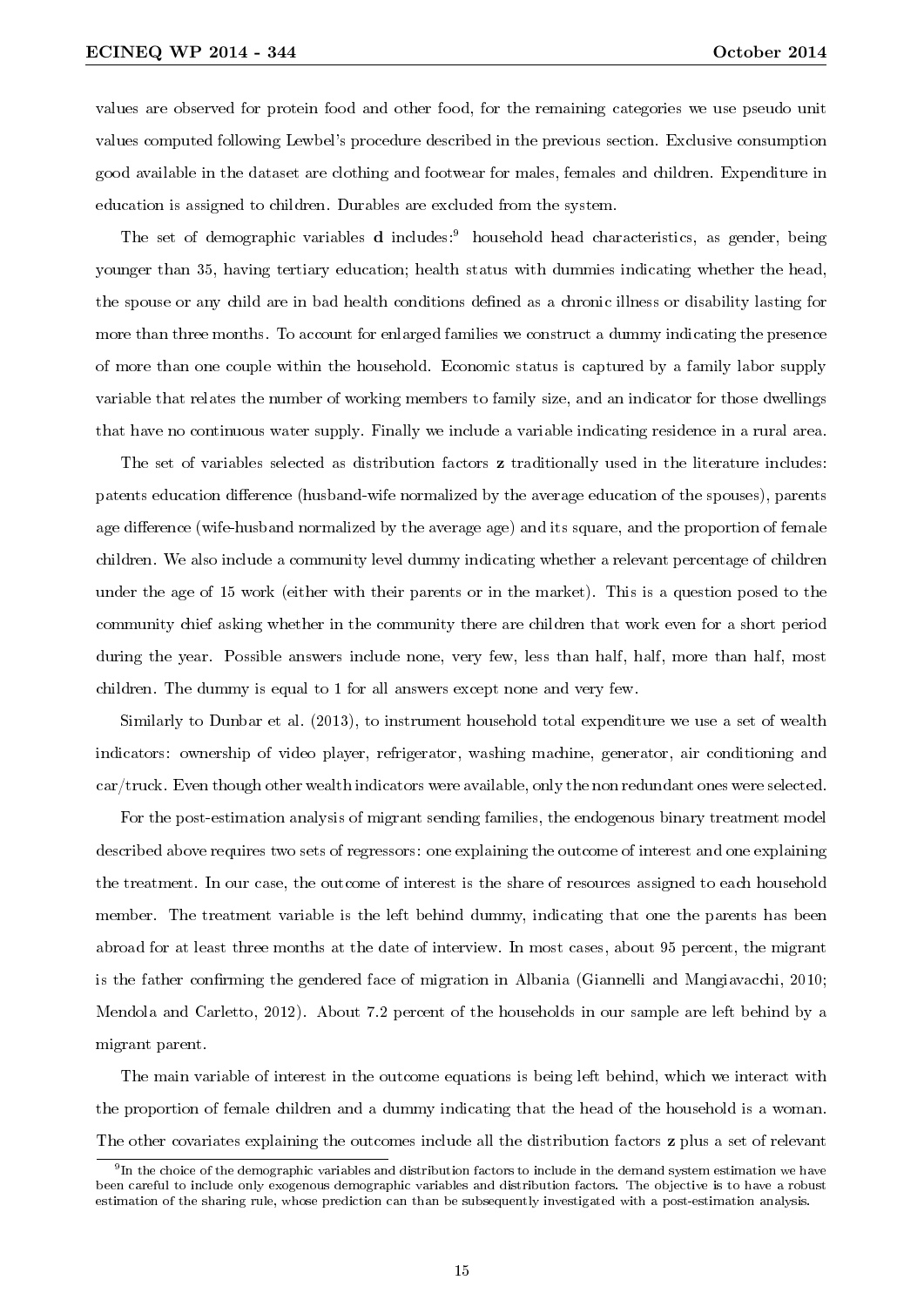values are observed for protein food and other food, for the remaining categories we use pseudo unit values computed following Lewbel's procedure described in the previous section. Exclusive consumption good available in the dataset are clothing and footwear for males, females and children. Expenditure in education is assigned to children. Durables are excluded from the system.

The set of demographic variables **d** includes:[9] household head characteristics, as gender, being younger than 35, having tertiary education; health status with dummies indicating whether the head, the spouse or any child are in bad health conditions defined as a chronic illness or disability lasting for more than three months. To account for enlarged families we construct a dummy indicating the presence of more than one couple within the household. Economic status is captured by a family labor supply variable that relates the number of working members to family size, and an indicator for those dwellings that have no continuous water supply. Finally we include a variable indicating residence in a rural area.

The set of variables selected as distribution factors **z** traditionally used in the literature includes: patents education difference (husband-wife normalized by the average education of the spouses), parents age difference (wife-husband normalized by the average age) and its square, and the proportion of female children. We also include a community level dummy indicating whether a relevant percentage of children under the age of 15 work (either with their parents or in the market). This is a question posed to the community chief asking whether in the community there are children that work even for a short period during the year. Possible answers include none, very few, less than half, half, more than half, most children. The dummy is equal to 1 for all answers except none and very few.

Similarly to Dunbar et al. (2013), to instrument household total expenditure we use a set of wealth indicators: ownership of video player, refrigerator, washing machine, generator, air conditioning and car/truck. Even though other wealth indicators were available, only the non redundant ones were selected.

For the post-estimation analysis of migrant sending families, the endogenous binary treatment model described above requires two sets of regressors: one explaining the outcome of interest and one explaining the treatment. In our case, the outcome of interest is the share of resources assigned to each household member. The treatment variable is the left behind dummy, indicating that one the parents has been abroad for at least three months at the date of interview. In most cases, about 95 percent, the migrant is the father confirming the gendered face of migration in Albania (Giannelli and Mangiavacchi, 2010; Mendola and Carletto, 2012). About 7.2 percent of the households in our sample are left behind by a migrant parent.

The main variable of interest in the outcome equations is being left behind, which we interact with the proportion of female children and a dummy indicating that the head of the household is a woman. The other covariates explaining the outcomes include all the distribution factors **z** plus a set of relevant

[9] In the choice of the demographic variables and distribution factors to include in the demand system estimation we have been careful to include only exogenous demographic variables and distribution factors. The objective is to have a robust estimation of the sharing rule, whose prediction can than be subsequently investigated with a post-estimation analysis.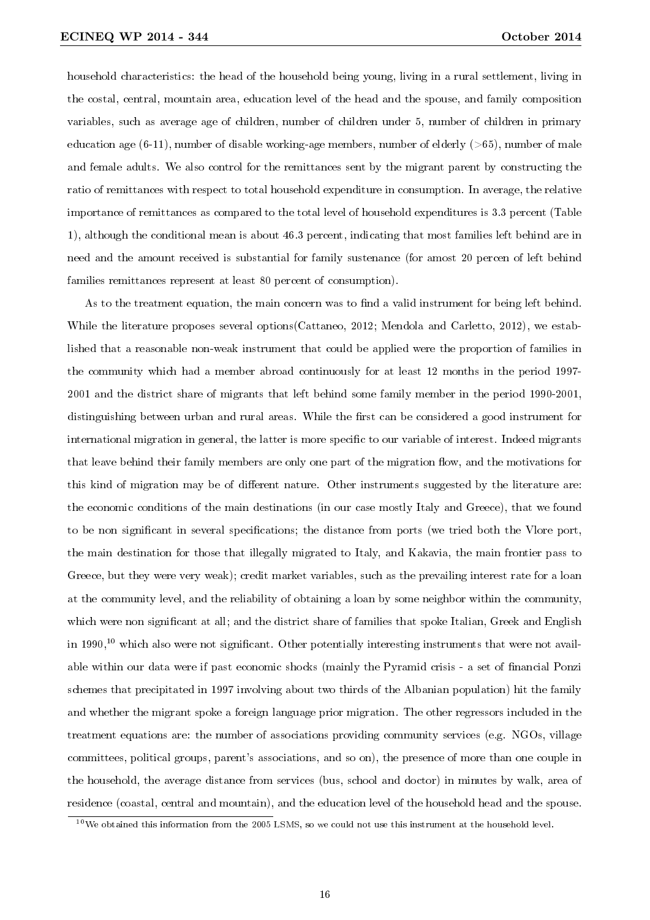household characteristics: the head of the household being young, living in a rural settlement, living in the costal, central, mountain area, education level of the head and the spouse, and family composition variables, such as average age of children, number of children under 5, number of children in primary education age (6-11), number of disable working-age members, number of elderly (>65), number of male and female adults. We also control for the remittances sent by the migrant parent by constructing the ratio of remittances with respect to total household expenditure in consumption. In average, the relative importance of remittances as compared to the total level of household expenditures is 3.3 percent (Table 1), although the conditional mean is about 46.3 percent, indicating that most families left behind are in need and the amount received is substantial for family sustenance (for amost 20 percen of left behind families remittances represent at least 80 percent of consumption).

As to the treatment equation, the main concern was to find a valid instrument for being left behind. While the literature proposes several options(Cattaneo, 2012; Mendola and Carletto, 2012), we established that a reasonable non-weak instrument that could be applied were the proportion of families in the community which had a member abroad continuously for at least 12 months in the period 1997-2001 and the district share of migrants that left behind some family member in the period 1990-2001, distinguishing between urban and rural areas. While the first can be considered a good instrument for international migration in general, the latter is more specific to our variable of interest. Indeed migrants that leave behind their family members are only one part of the migration flow, and the motivations for this kind of migration may be of different nature. Other instruments suggested by the literature are: the economic conditions of the main destinations (in our case mostly Italy and Greece), that we found to be non significant in several specifications; the distance from ports (we tried both the Vlore port, the main destination for those that illegally migrated to Italy, and Kakavia, the main frontier pass to Greece, but they were very weak); credit market variables, such as the prevailing interest rate for a loan at the community level, and the reliability of obtaining a loan by some neighbor within the community, which were non significant at all; and the district share of families that spoke Italian, Greek and English in 1990,[10] which also were not significant. Other potentially interesting instruments that were not available within our data were if past economic shocks (mainly the Pyramid crisis - a set of financial Ponzi schemes that precipitated in 1997 involving about two thirds of the Albanian population) hit the family and whether the migrant spoke a foreign language prior migration. The other regressors included in the treatment equations are: the number of associations providing community services (e.g. NGOs, village committees, political groups, parent's associations, and so on), the presence of more than one couple in the household, the average distance from services (bus, school and doctor) in minutes by walk, area of residence (coastal, central and mountain), and the education level of the household head and the spouse.

[10] We obtained this information from the 2005 LSMS, so we could not use this instrument at the household level.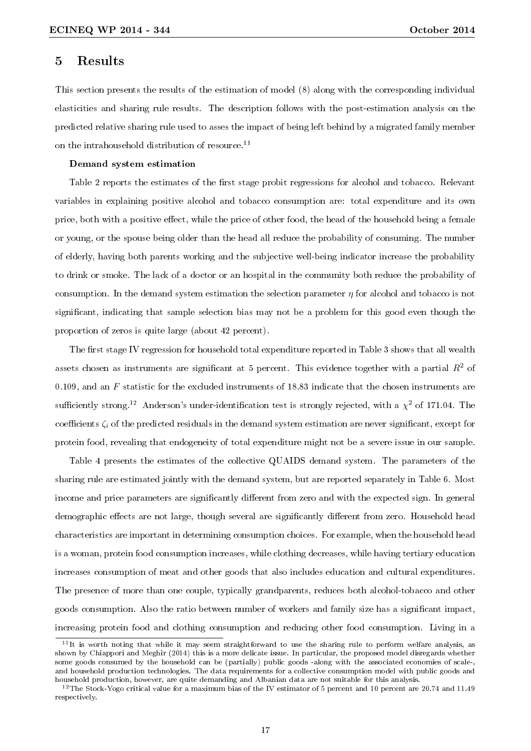# 5 Results

This section presents the results of the estimation of model (8) along with the corresponding individual elasticities and sharing rule results. The description follows with the post-estimation analysis on the predicted relative sharing rule used to asses the impact of being left behind by a migrated family member on the intrahousehold distribution of resource.[11]

**Demand system estimation**

Table 2 reports the estimates of the first stage probit regressions for alcohol and tobacco. Relevant variables in explaining positive alcohol and tobacco consumption are: total expenditure and its own price, both with a positive effect, while the price of other food, the head of the household being a female or young, or the spouse being older than the head all reduce the probability of consuming. The number of elderly, having both parents working and the subjective well-being indicator increase the probability to drink or smoke. The lack of a doctor or an hospital in the community both reduce the probability of consumption. In the demand system estimation the selection parameter $\eta$ for alcohol and tobacco is not significant, indicating that sample selection bias may not be a problem for this good even though the proportion of zeros is quite large (about 42 percent).

The first stage IV regression for household total expenditure reported in Table 3 shows that all wealth assets chosen as instruments are significant at 5 percent. This evidence together with a partial $R^2$ of 0.109, and an $F$ statistic for the excluded instruments of 18.83 indicate that the chosen instruments are sufficiently strong.[12] Anderson's under-identification test is strongly rejected, with a $\chi^2$ of 171.04. The coefficients $\zeta_i$ of the predicted residuals in the demand system estimation are never significant, except for protein food, revealing that endogeneity of total expenditure might not be a severe issue in our sample.

Table 4 presents the estimates of the collective QUAIDS demand system. The parameters of the sharing rule are estimated jointly with the demand system, but are reported separately in Table 6. Most income and price parameters are significantly different from zero and with the expected sign. In general demographic effects are not large, though several are significantly different from zero. Household head characteristics are important in determining consumption choices. For example, when the household head is a woman, protein food consumption increases, while clothing decreases, while having tertiary education increases consumption of meat and other goods that also includes education and cultural expenditures. The presence of more than one couple, typically grandparents, reduces both alcohol-tobacco and other goods consumption. Also the ratio between number of workers and family size has a significant impact, increasing protein food and clothing consumption and reducing other food consumption. Living in a

---

[11] It is worth noting that while it may seem straightforward to use the sharing rule to perform welfare analysis, as shown by Chiappori and Meghir (2014) this is a more delicate issue. In particular, the proposed model disregards whether some goods consumed by the household can be (partially) public goods -along with the associated economies of scale-, and household production technologies. The data requirements for a collective consumption model with public goods and household production, however, are quite demanding and Albanian data are not suitable for this analysis.

[12] The Stock-Yogo critical value for a maximum bias of the IV estimator of 5 percent and 10 percent are 20.74 and 11.49 respectively.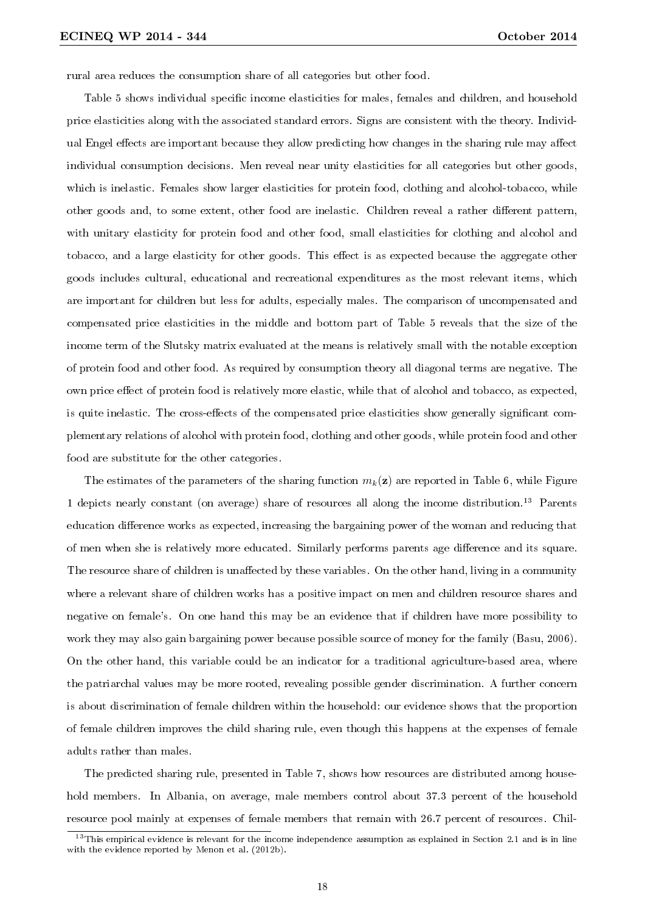rural area reduces the consumption share of all categories but other food.

Table 5 shows individual specific income elasticities for males, females and children, and household price elasticities along with the associated standard errors. Signs are consistent with the theory. Individual Engel effects are important because they allow predicting how changes in the sharing rule may affect individual consumption decisions. Men reveal near unity elasticities for all categories but other goods, which is inelastic. Females show larger elasticities for protein food, clothing and alcohol-tobacco, while other goods and, to some extent, other food are inelastic. Children reveal a rather different pattern, with unitary elasticity for protein food and other food, small elasticities for clothing and alcohol and tobacco, and a large elasticity for other goods. This effect is as expected because the aggregate other goods includes cultural, educational and recreational expenditures as the most relevant items, which are important for children but less for adults, especially males. The comparison of uncompensated and compensated price elasticities in the middle and bottom part of Table 5 reveals that the size of the income term of the Slutsky matrix evaluated at the means is relatively small with the notable exception of protein food and other food. As required by consumption theory all diagonal terms are negative. The own price effect of protein food is relatively more elastic, while that of alcohol and tobacco, as expected, is quite inelastic. The cross-effects of the compensated price elasticities show generally significant complementary relations of alcohol with protein food, clothing and other goods, while protein food and other food are substitute for the other categories.

The estimates of the parameters of the sharing function $m_k(\mathbf{z})$ are reported in Table 6, while Figure 1 depicts nearly constant (on average) share of resources all along the income distribution.[13] Parents education difference works as expected, increasing the bargaining power of the woman and reducing that of men when she is relatively more educated. Similarly performs parents age difference and its square. The resource share of children is unaffected by these variables. On the other hand, living in a community where a relevant share of children works has a positive impact on men and children resource shares and negative on female's. On one hand this may be an evidence that if children have more possibility to work they may also gain bargaining power because possible source of money for the family (Basu, 2006). On the other hand, this variable could be an indicator for a traditional agriculture-based area, where the patriarchal values may be more rooted, revealing possible gender discrimination. A further concern is about discrimination of female children within the household: our evidence shows that the proportion of female children improves the child sharing rule, even though this happens at the expenses of female adults rather than males.

The predicted sharing rule, presented in Table 7, shows how resources are distributed among household members. In Albania, on average, male members control about 37.3 percent of the household resource pool mainly at expenses of female members that remain with 26.7 percent of resources. Chil-

[13] This empirical evidence is relevant for the income independence assumption as explained in Section 2.1 and is in line with the evidence reported by Menon et al. (2012b).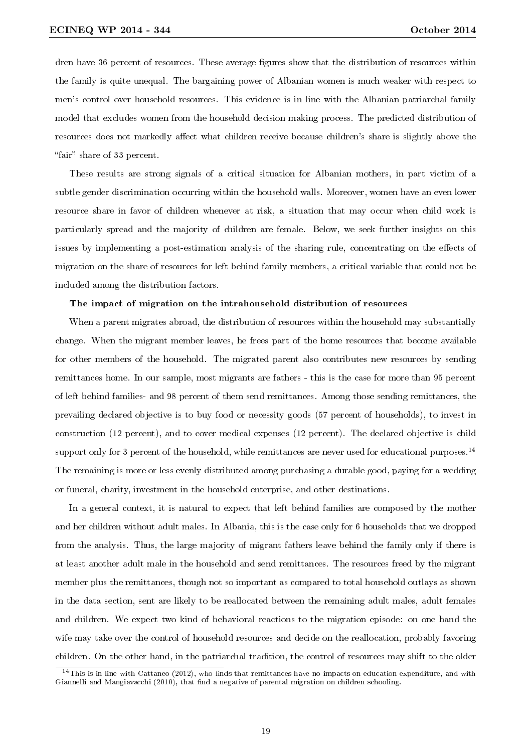dren have 36 percent of resources. These average figures show that the distribution of resources within the family is quite unequal. The bargaining power of Albanian women is much weaker with respect to men's control over household resources. This evidence is in line with the Albanian patriarchal family model that excludes women from the household decision making process. The predicted distribution of resources does not markedly affect what children receive because children's share is slightly above the "fair" share of 33 percent.

These results are strong signals of a critical situation for Albanian mothers, in part victim of a subtle gender discrimination occurring within the household walls. Moreover, women have an even lower resource share in favor of children whenever at risk, a situation that may occur when child work is particularly spread and the majority of children are female. Below, we seek further insights on this issues by implementing a post-estimation analysis of the sharing rule, concentrating on the effects of migration on the share of resources for left behind family members, a critical variable that could not be included among the distribution factors.

**The impact of migration on the intrahousehold distribution of resources**

When a parent migrates abroad, the distribution of resources within the household may substantially change. When the migrant member leaves, he frees part of the home resources that become available for other members of the household. The migrated parent also contributes new resources by sending remittances home. In our sample, most migrants are fathers - this is the case for more than 95 percent of left behind families- and 98 percent of them send remittances. Among those sending remittances, the prevailing declared objective is to buy food or necessity goods (57 percent of households), to invest in construction (12 percent), and to cover medical expenses (12 percent). The declared objective is child support only for 3 percent of the household, while remittances are never used for educational purposes.[14] The remaining is more or less evenly distributed among purchasing a durable good, paying for a wedding or funeral, charity, investment in the household enterprise, and other destinations.

In a general context, it is natural to expect that left behind families are composed by the mother and her children without adult males. In Albania, this is the case only for 6 households that we dropped from the analysis. Thus, the large majority of migrant fathers leave behind the family only if there is at least another adult male in the household and send remittances. The resources freed by the migrant member plus the remittances, though not so important as compared to total household outlays as shown in the data section, sent are likely to be reallocated between the remaining adult males, adult females and children. We expect two kind of behavioral reactions to the migration episode: on one hand the wife may take over the control of household resources and decide on the reallocation, probably favoring children. On the other hand, in the patriarchal tradition, the control of resources may shift to the older

[14] This is in line with Cattaneo (2012), who finds that remittances have no impacts on education expenditure, and with Giannelli and Mangiavacchi (2010), that find a negative of parental migration on children schooling.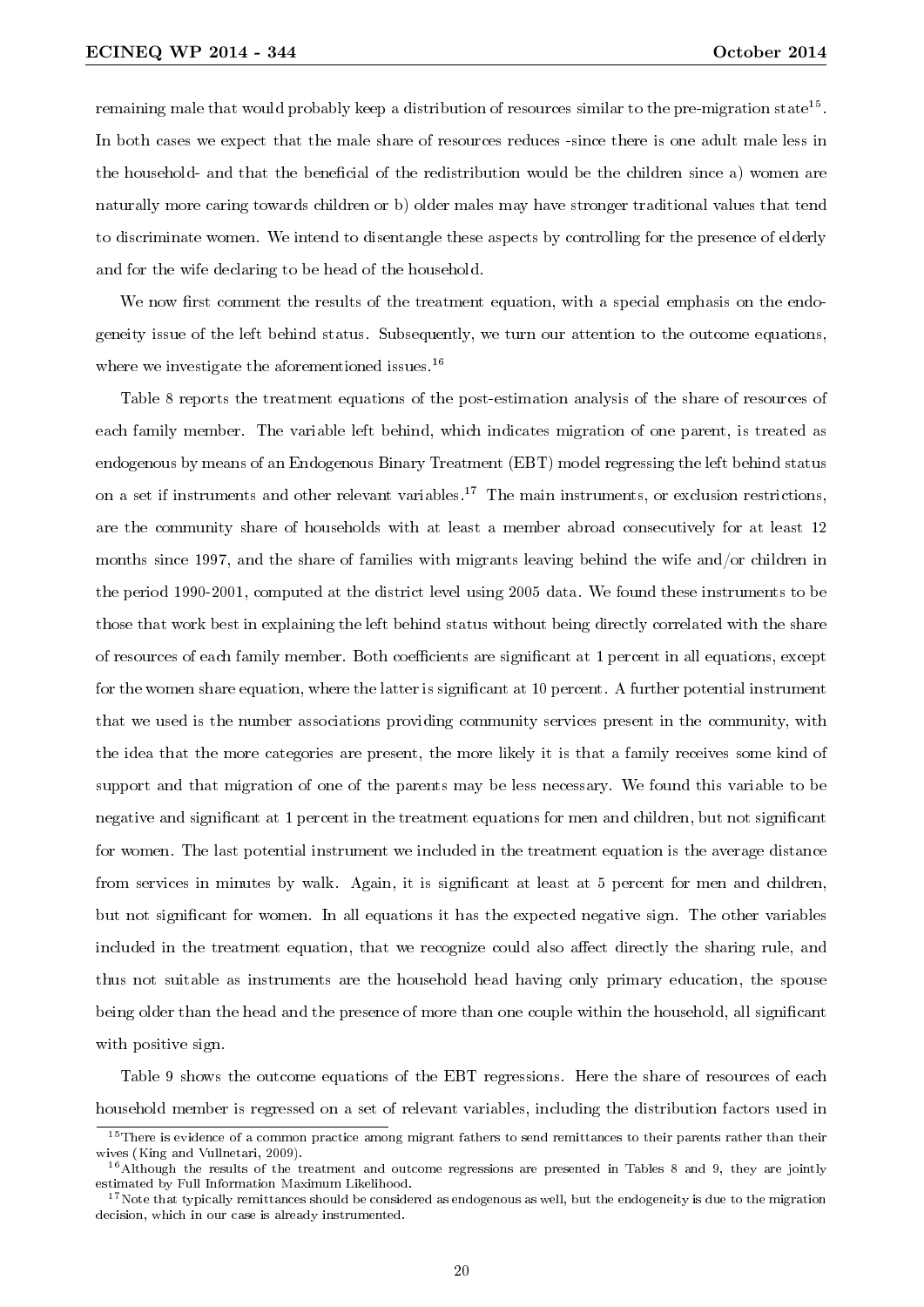remaining male that would probably keep a distribution of resources similar to the pre-migration state[15]. In both cases we expect that the male share of resources reduces -since there is one adult male less in the household- and that the beneficial of the redistribution would be the children since a) women are naturally more caring towards children or b) older males may have stronger traditional values that tend to discriminate women. We intend to disentangle these aspects by controlling for the presence of elderly and for the wife declaring to be head of the household.

We now first comment the results of the treatment equation, with a special emphasis on the endogeneity issue of the left behind status. Subsequently, we turn our attention to the outcome equations, where we investigate the aforementioned issues.[16]

Table 8 reports the treatment equations of the post-estimation analysis of the share of resources of each family member. The variable left behind, which indicates migration of one parent, is treated as endogenous by means of an Endogenous Binary Treatment (EBT) model regressing the left behind status on a set if instruments and other relevant variables.[17] The main instruments, or exclusion restrictions, are the community share of households with at least a member abroad consecutively for at least 12 months since 1997, and the share of families with migrants leaving behind the wife and/or children in the period 1990-2001, computed at the district level using 2005 data. We found these instruments to be those that work best in explaining the left behind status without being directly correlated with the share of resources of each family member. Both coefficients are significant at 1 percent in all equations, except for the women share equation, where the latter is significant at 10 percent. A further potential instrument that we used is the number associations providing community services present in the community, with the idea that the more categories are present, the more likely it is that a family receives some kind of support and that migration of one of the parents may be less necessary. We found this variable to be negative and significant at 1 percent in the treatment equations for men and children, but not significant for women. The last potential instrument we included in the treatment equation is the average distance from services in minutes by walk. Again, it is significant at least at 5 percent for men and children, but not significant for women. In all equations it has the expected negative sign. The other variables included in the treatment equation, that we recognize could also affect directly the sharing rule, and thus not suitable as instruments are the household head having only primary education, the spouse being older than the head and the presence of more than one couple within the household, all significant with positive sign.

Table 9 shows the outcome equations of the EBT regressions. Here the share of resources of each household member is regressed on a set of relevant variables, including the distribution factors used in

---

[15] There is evidence of a common practice among migrant fathers to send remittances to their parents rather than their wives (King and Vullnetari, 2009).

[16] Although the results of the treatment and outcome regressions are presented in Tables 8 and 9, they are jointly estimated by Full Information Maximum Likelihood.

[17] Note that typically remittances should be considered as endogenous as well, but the endogeneity is due to the migration decision, which in our case is already instrumented.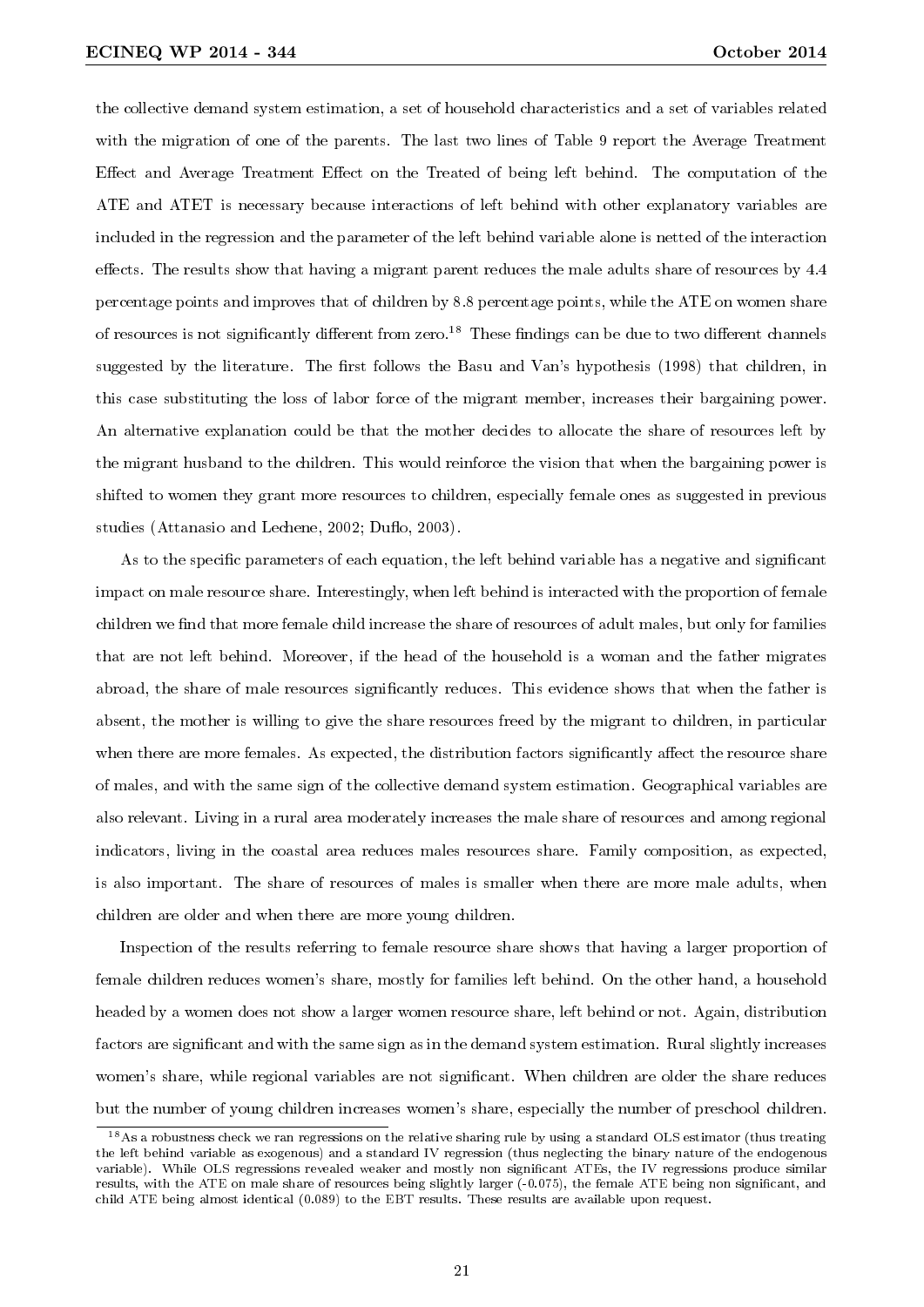the collective demand system estimation, a set of household characteristics and a set of variables related with the migration of one of the parents. The last two lines of Table 9 report the Average Treatment Effect and Average Treatment Effect on the Treated of being left behind. The computation of the ATE and ATET is necessary because interactions of left behind with other explanatory variables are included in the regression and the parameter of the left behind variable alone is netted of the interaction effects. The results show that having a migrant parent reduces the male adults share of resources by 4.4 percentage points and improves that of children by 8.8 percentage points, while the ATE on women share of resources is not significantly different from zero.[18] These findings can be due to two different channels suggested by the literature. The first follows the Basu and Van's hypothesis (1998) that children, in this case substituting the loss of labor force of the migrant member, increases their bargaining power. An alternative explanation could be that the mother decides to allocate the share of resources left by the migrant husband to the children. This would reinforce the vision that when the bargaining power is shifted to women they grant more resources to children, especially female ones as suggested in previous studies (Attanasio and Lechene, 2002; Duflo, 2003).

As to the specific parameters of each equation, the left behind variable has a negative and significant impact on male resource share. Interestingly, when left behind is interacted with the proportion of female children we find that more female child increase the share of resources of adult males, but only for families that are not left behind. Moreover, if the head of the household is a woman and the father migrates abroad, the share of male resources significantly reduces. This evidence shows that when the father is absent, the mother is willing to give the share resources freed by the migrant to children, in particular when there are more females. As expected, the distribution factors significantly affect the resource share of males, and with the same sign of the collective demand system estimation. Geographical variables are also relevant. Living in a rural area moderately increases the male share of resources and among regional indicators, living in the coastal area reduces males resources share. Family composition, as expected, is also important. The share of resources of males is smaller when there are more male adults, when children are older and when there are more young children.

Inspection of the results referring to female resource share shows that having a larger proportion of female children reduces women's share, mostly for families left behind. On the other hand, a household headed by a women does not show a larger women resource share, left behind or not. Again, distribution factors are significant and with the same sign as in the demand system estimation. Rural slightly increases women's share, while regional variables are not significant. When children are older the share reduces but the number of young children increases women's share, especially the number of preschool children.

[18] As a robustness check we ran regressions on the relative sharing rule by using a standard OLS estimator (thus treating the left behind variable as exogenous) and a standard IV regression (thus neglecting the binary nature of the endogenous variable). While OLS regressions revealed weaker and mostly non significant ATEs, the IV regressions produce similar results, with the ATE on male share of resources being slightly larger (-0.075), the female ATE being non significant, and child ATE being almost identical (0.089) to the EBT results. These results are available upon request.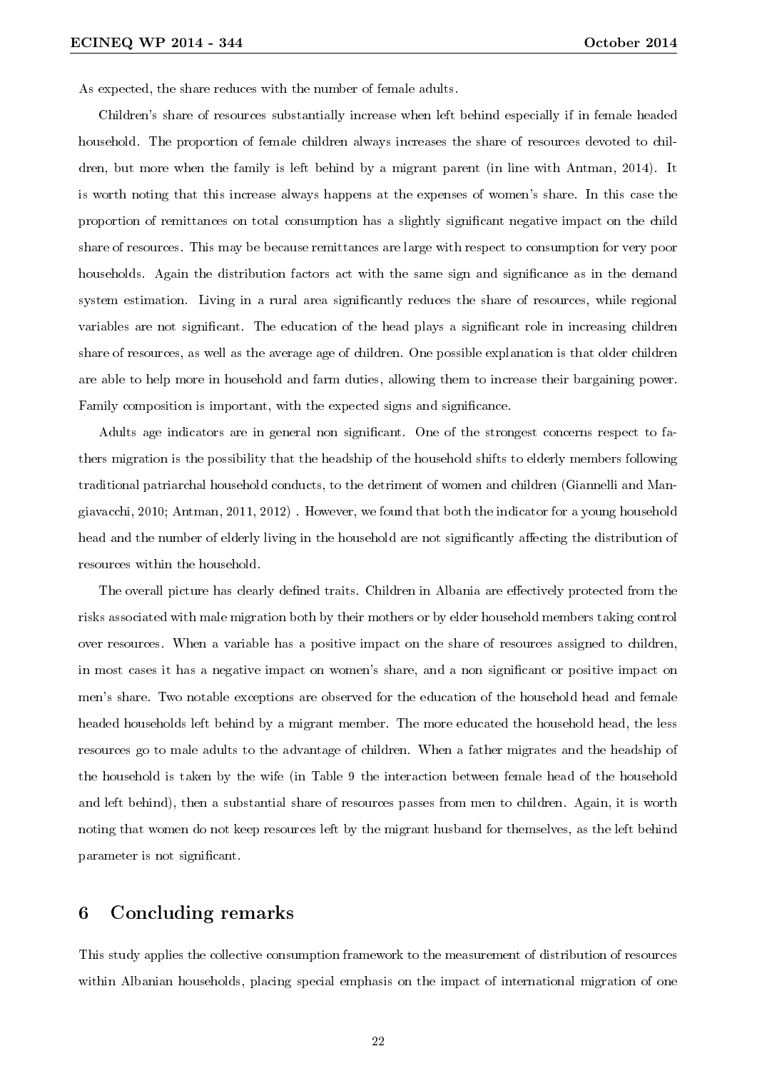As expected, the share reduces with the number of female adults.

Children's share of resources substantially increase when left behind especially if in female headed household. The proportion of female children always increases the share of resources devoted to children, but more when the family is left behind by a migrant parent (in line with Antman, 2014). It is worth noting that this increase always happens at the expenses of women's share. In this case the proportion of remittances on total consumption has a slightly significant negative impact on the child share of resources. This may be because remittances are large with respect to consumption for very poor households. Again the distribution factors act with the same sign and significance as in the demand system estimation. Living in a rural area significantly reduces the share of resources, while regional variables are not significant. The education of the head plays a significant role in increasing children share of resources, as well as the average age of children. One possible explanation is that older children are able to help more in household and farm duties, allowing them to increase their bargaining power. Family composition is important, with the expected signs and significance.

Adults age indicators are in general non significant. One of the strongest concerns respect to fathers migration is the possibility that the headship of the household shifts to elderly members following traditional patriarchal household conducts, to the detriment of women and children (Giannelli and Mangiavacchi, 2010; Antman, 2011, 2012) . However, we found that both the indicator for a young household head and the number of elderly living in the household are not significantly affecting the distribution of resources within the household.

The overall picture has clearly defined traits. Children in Albania are effectively protected from the risks associated with male migration both by their mothers or by elder household members taking control over resources. When a variable has a positive impact on the share of resources assigned to children, in most cases it has a negative impact on women's share, and a non significant or positive impact on men's share. Two notable exceptions are observed for the education of the household head and female headed households left behind by a migrant member. The more educated the household head, the less resources go to male adults to the advantage of children. When a father migrates and the headship of the household is taken by the wife (in Table 9 the interaction between female head of the household and left behind), then a substantial share of resources passes from men to children. Again, it is worth noting that women do not keep resources left by the migrant husband for themselves, as the left behind parameter is not significant.

## 6 Concluding remarks

This study applies the collective consumption framework to the measurement of distribution of resources within Albanian households, placing special emphasis on the impact of international migration of one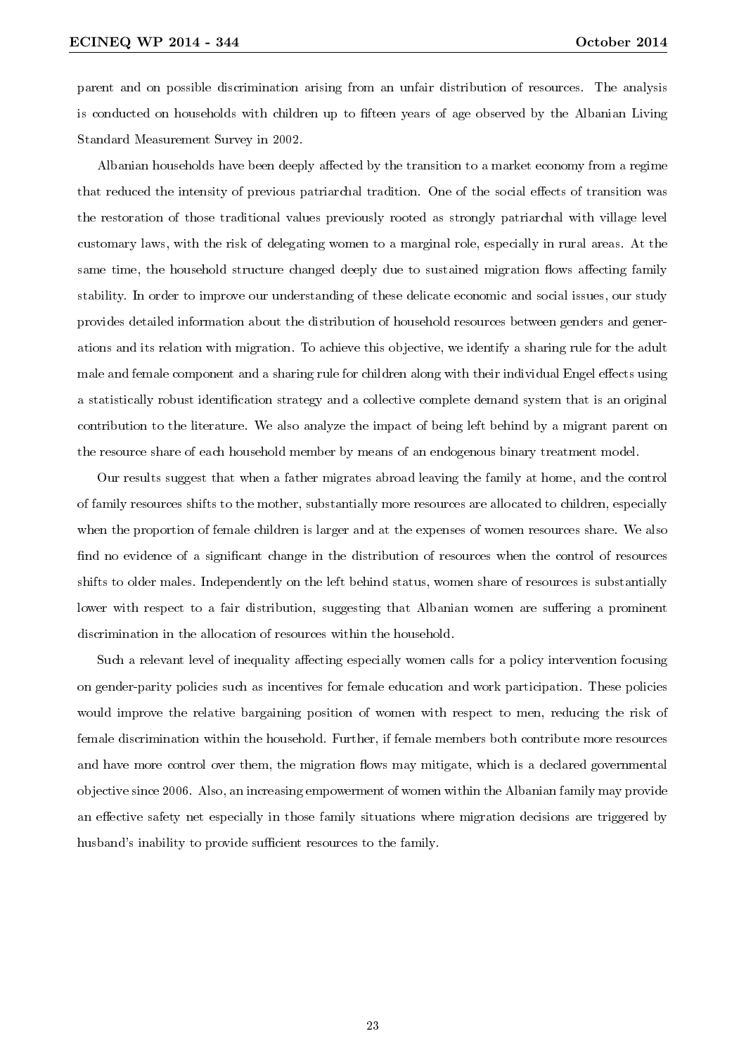parent and on possible discrimination arising from an unfair distribution of resources. The analysis is conducted on households with children up to fifteen years of age observed by the Albanian Living Standard Measurement Survey in 2002.

Albanian households have been deeply affected by the transition to a market economy from a regime that reduced the intensity of previous patriarchal tradition. One of the social effects of transition was the restoration of those traditional values previously rooted as strongly patriarchal with village level customary laws, with the risk of delegating women to a marginal role, especially in rural areas. At the same time, the household structure changed deeply due to sustained migration flows affecting family stability. In order to improve our understanding of these delicate economic and social issues, our study provides detailed information about the distribution of household resources between genders and generations and its relation with migration. To achieve this objective, we identify a sharing rule for the adult male and female component and a sharing rule for children along with their individual Engel effects using a statistically robust identification strategy and a collective complete demand system that is an original contribution to the literature. We also analyze the impact of being left behind by a migrant parent on the resource share of each household member by means of an endogenous binary treatment model.

Our results suggest that when a father migrates abroad leaving the family at home, and the control of family resources shifts to the mother, substantially more resources are allocated to children, especially when the proportion of female children is larger and at the expenses of women resources share. We also find no evidence of a significant change in the distribution of resources when the control of resources shifts to older males. Independently on the left behind status, women share of resources is substantially lower with respect to a fair distribution, suggesting that Albanian women are suffering a prominent discrimination in the allocation of resources within the household.

Such a relevant level of inequality affecting especially women calls for a policy intervention focusing on gender-parity policies such as incentives for female education and work participation. These policies would improve the relative bargaining position of women with respect to men, reducing the risk of female discrimination within the household. Further, if female members both contribute more resources and have more control over them, the migration flows may mitigate, which is a declared governmental objective since 2006. Also, an increasing empowerment of women within the Albanian family may provide an effective safety net especially in those family situations where migration decisions are triggered by husband's inability to provide sufficient resources to the family.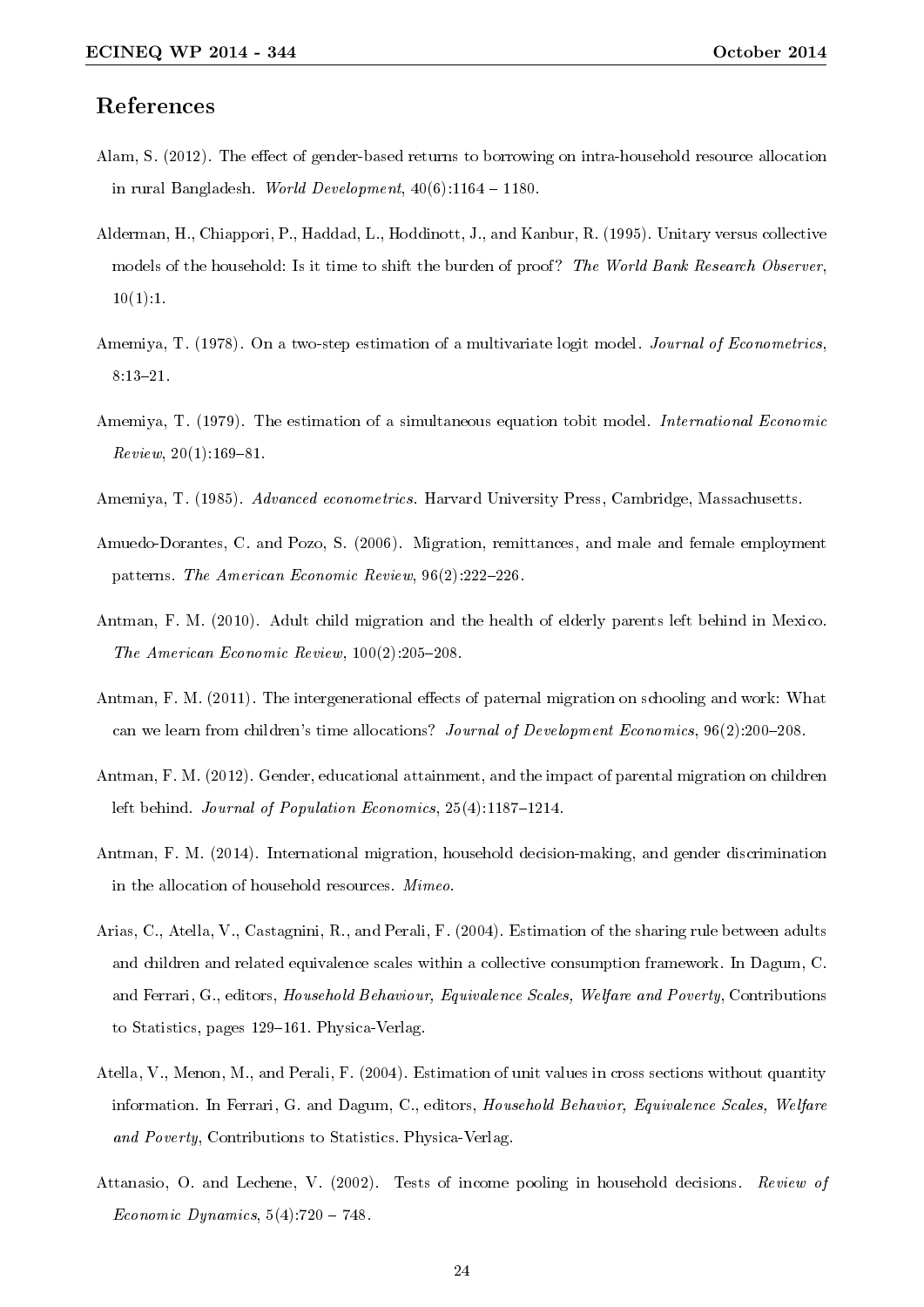## References

Alam, S. (2012). The effect of gender-based returns to borrowing on intra-household resource allocation in rural Bangladesh. *World Development*, 40(6):1164 – 1180.

Alderman, H., Chiappori, P., Haddad, L., Hoddinott, J., and Kanbur, R. (1995). Unitary versus collective models of the household: Is it time to shift the burden of proof? *The World Bank Research Observer*, 10(1):1.

Amemiya, T. (1978). On a two-step estimation of a multivariate logit model. *Journal of Econometrics*, 8:13–21.

Amemiya, T. (1979). The estimation of a simultaneous equation tobit model. *International Economic Review*, 20(1):169–81.

Amemiya, T. (1985). *Advanced econometrics*. Harvard University Press, Cambridge, Massachusetts.

Amuedo-Dorantes, C. and Pozo, S. (2006). Migration, remittances, and male and female employment patterns. *The American Economic Review*, 96(2):222–226.

Antman, F. M. (2010). Adult child migration and the health of elderly parents left behind in Mexico. *The American Economic Review*, 100(2):205–208.

Antman, F. M. (2011). The intergenerational effects of paternal migration on schooling and work: What can we learn from children's time allocations? *Journal of Development Economics*, 96(2):200–208.

Antman, F. M. (2012). Gender, educational attainment, and the impact of parental migration on children left behind. *Journal of Population Economics*, 25(4):1187–1214.

Antman, F. M. (2014). International migration, household decision-making, and gender discrimination in the allocation of household resources. *Mimeo*.

Arias, C., Atella, V., Castagnini, R., and Perali, F. (2004). Estimation of the sharing rule between adults and children and related equivalence scales within a collective consumption framework. In Dagum, C. and Ferrari, G., editors, *Household Behaviour, Equivalence Scales, Welfare and Poverty*, Contributions to Statistics, pages 129–161. Physica-Verlag.

Atella, V., Menon, M., and Perali, F. (2004). Estimation of unit values in cross sections without quantity information. In Ferrari, G. and Dagum, C., editors, *Household Behavior, Equivalence Scales, Welfare and Poverty*, Contributions to Statistics. Physica-Verlag.

Attanasio, O. and Lechene, V. (2002). Tests of income pooling in household decisions. *Review of Economic Dynamics*, 5(4):720 – 748.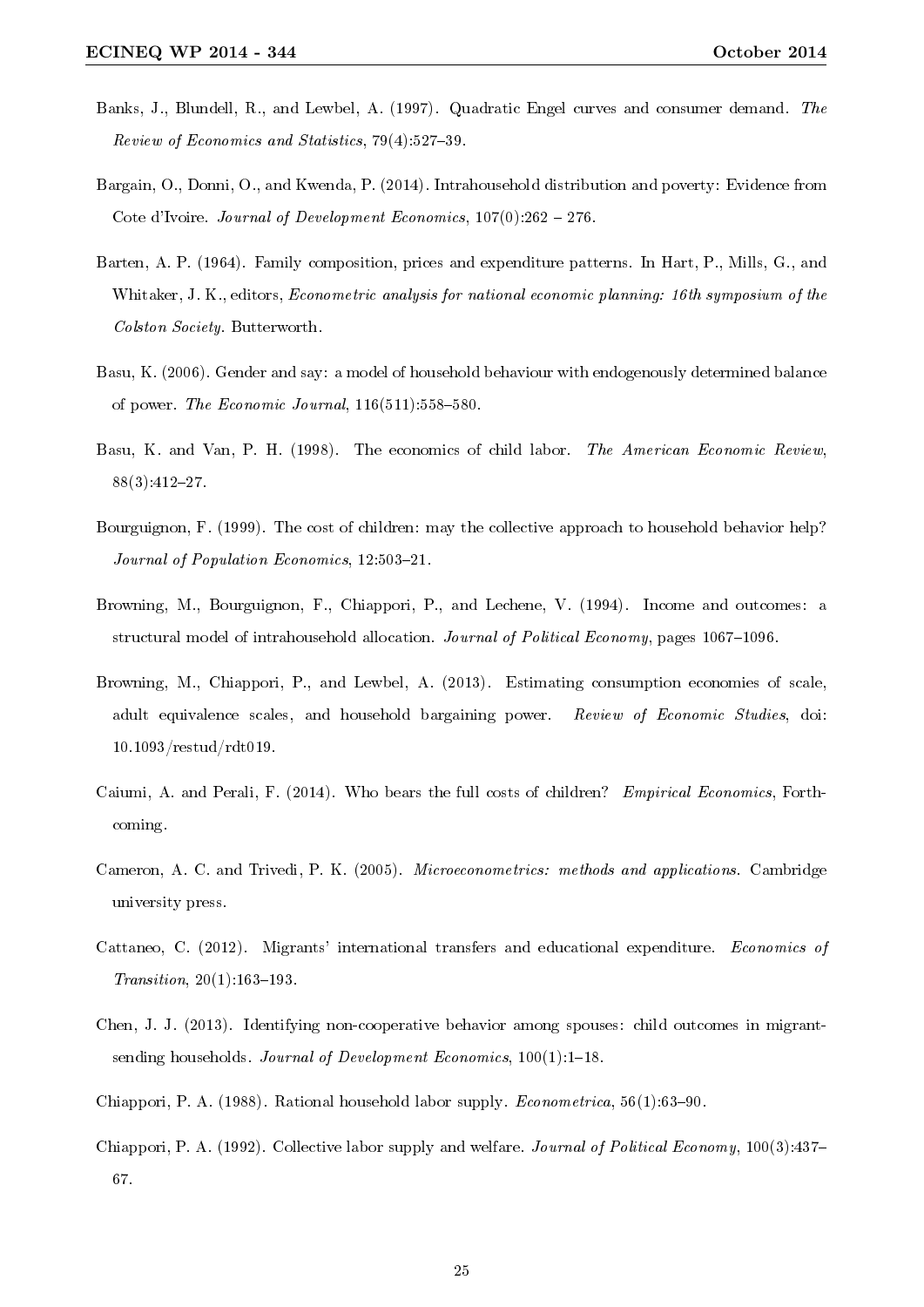Banks, J., Blundell, R., and Lewbel, A. (1997). Quadratic Engel curves and consumer demand. *The Review of Economics and Statistics*, 79(4):527–39.

Bargain, O., Donni, O., and Kwenda, P. (2014). Intrahousehold distribution and poverty: Evidence from Cote d'Ivoire. *Journal of Development Economics*, 107(0):262 – 276.

Barten, A. P. (1964). Family composition, prices and expenditure patterns. In Hart, P., Mills, G., and Whitaker, J. K., editors, *Econometric analysis for national economic planning: 16th symposium of the Colston Society*. Butterworth.

Basu, K. (2006). Gender and say: a model of household behaviour with endogenously determined balance of power. *The Economic Journal*, 116(511):558–580.

Basu, K. and Van, P. H. (1998). The economics of child labor. *The American Economic Review*, 88(3):412–27.

Bourguignon, F. (1999). The cost of children: may the collective approach to household behavior help? *Journal of Population Economics*, 12:503–21.

Browning, M., Bourguignon, F., Chiappori, P., and Lechene, V. (1994). Income and outcomes: a structural model of intrahousehold allocation. *Journal of Political Economy*, pages 1067–1096.

Browning, M., Chiappori, P., and Lewbel, A. (2013). Estimating consumption economies of scale, adult equivalence scales, and household bargaining power. *Review of Economic Studies*, doi: 10.1093/restud/rdt019.

Caiumi, A. and Perali, F. (2014). Who bears the full costs of children? *Empirical Economics*, Forthcoming.

Cameron, A. C. and Trivedi, P. K. (2005). *Microeconometrics: methods and applications*. Cambridge university press.

Cattaneo, C. (2012). Migrants' international transfers and educational expenditure. *Economics of Transition*, 20(1):163–193.

Chen, J. J. (2013). Identifying non-cooperative behavior among spouses: child outcomes in migrant-sending households. *Journal of Development Economics*, 100(1):1–18.

Chiappori, P. A. (1988). Rational household labor supply. *Econometrica*, 56(1):63–90.

Chiappori, P. A. (1992). Collective labor supply and welfare. *Journal of Political Economy*, 100(3):437–67.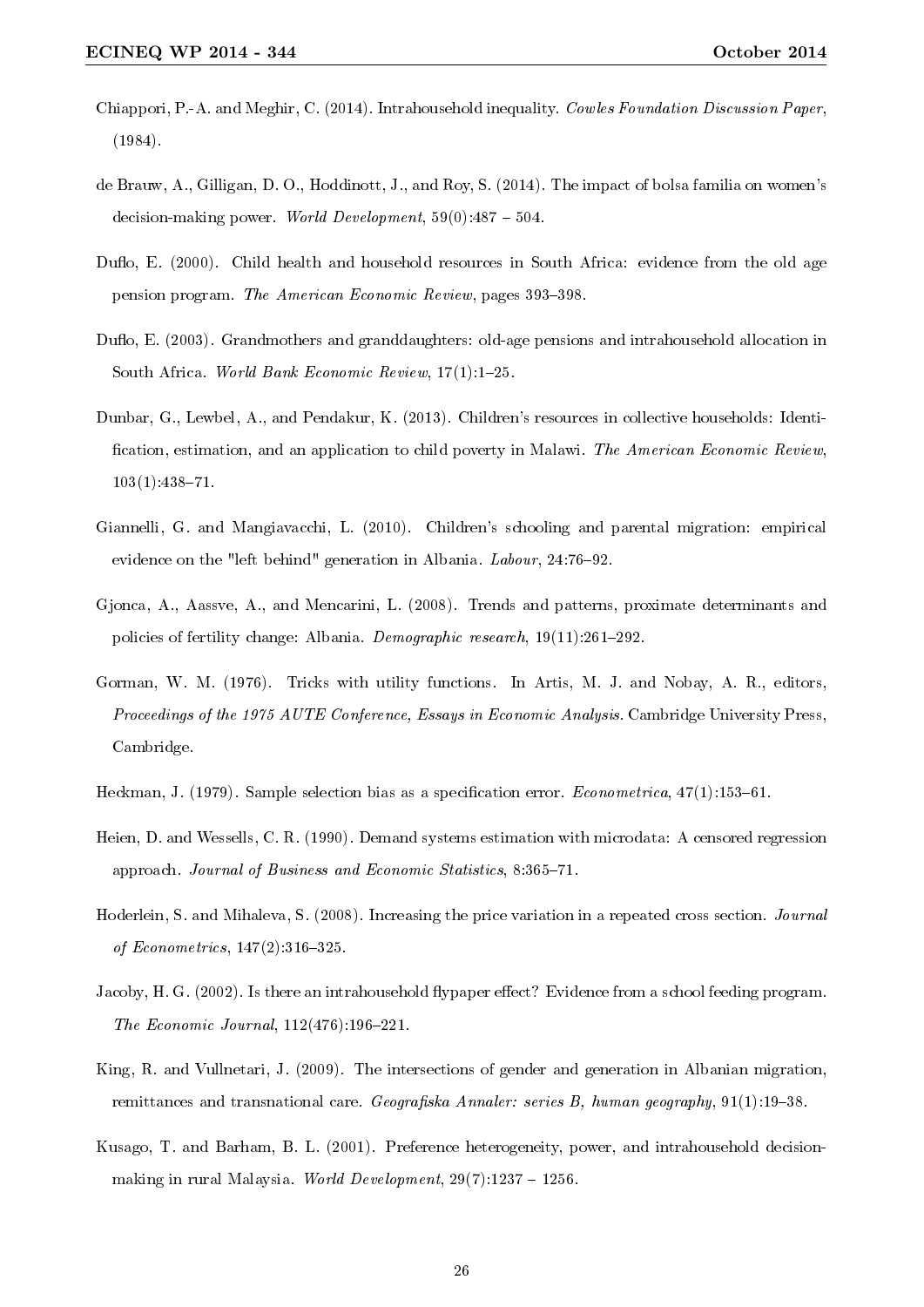Chiappori, P.-A. and Meghir, C. (2014). Intrahousehold inequality. *Cowles Foundation Discussion Paper*, (1984).

de Brauw, A., Gilligan, D. O., Hoddinott, J., and Roy, S. (2014). The impact of bolsa familia on women's decision-making power. *World Development*, 59(0):487 – 504.

Duflo, E. (2000). Child health and household resources in South Africa: evidence from the old age pension program. *The American Economic Review*, pages 393–398.

Duflo, E. (2003). Grandmothers and granddaughters: old-age pensions and intrahousehold allocation in South Africa. *World Bank Economic Review*, 17(1):1–25.

Dunbar, G., Lewbel, A., and Pendakur, K. (2013). Children's resources in collective households: Identification, estimation, and an application to child poverty in Malawi. *The American Economic Review*, 103(1):438–71.

Giannelli, G. and Mangiavacchi, L. (2010). Children's schooling and parental migration: empirical evidence on the "left behind" generation in Albania. *Labour*, 24:76–92.

Gjonca, A., Aassve, A., and Mencarini, L. (2008). Trends and patterns, proximate determinants and policies of fertility change: Albania. *Demographic research*, 19(11):261–292.

Gorman, W. M. (1976). Tricks with utility functions. In Artis, M. J. and Nobay, A. R., editors, *Proceedings of the 1975 AUTE Conference, Essays in Economic Analysis*. Cambridge University Press, Cambridge.

Heckman, J. (1979). Sample selection bias as a specification error. *Econometrica*, 47(1):153–61.

Heien, D. and Wessells, C. R. (1990). Demand systems estimation with microdata: A censored regression approach. *Journal of Business and Economic Statistics*, 8:365–71.

Hoderlein, S. and Mihaleva, S. (2008). Increasing the price variation in a repeated cross section. *Journal of Econometrics*, 147(2):316–325.

Jacoby, H. G. (2002). Is there an intrahousehold flypaper effect? Evidence from a school feeding program. *The Economic Journal*, 112(476):196–221.

King, R. and Vullnetari, J. (2009). The intersections of gender and generation in Albanian migration, remittances and transnational care. *Geografiska Annaler: series B, human geography*, 91(1):19–38.

Kusago, T. and Barham, B. L. (2001). Preference heterogeneity, power, and intrahousehold decision-making in rural Malaysia. *World Development*, 29(7):1237 – 1256.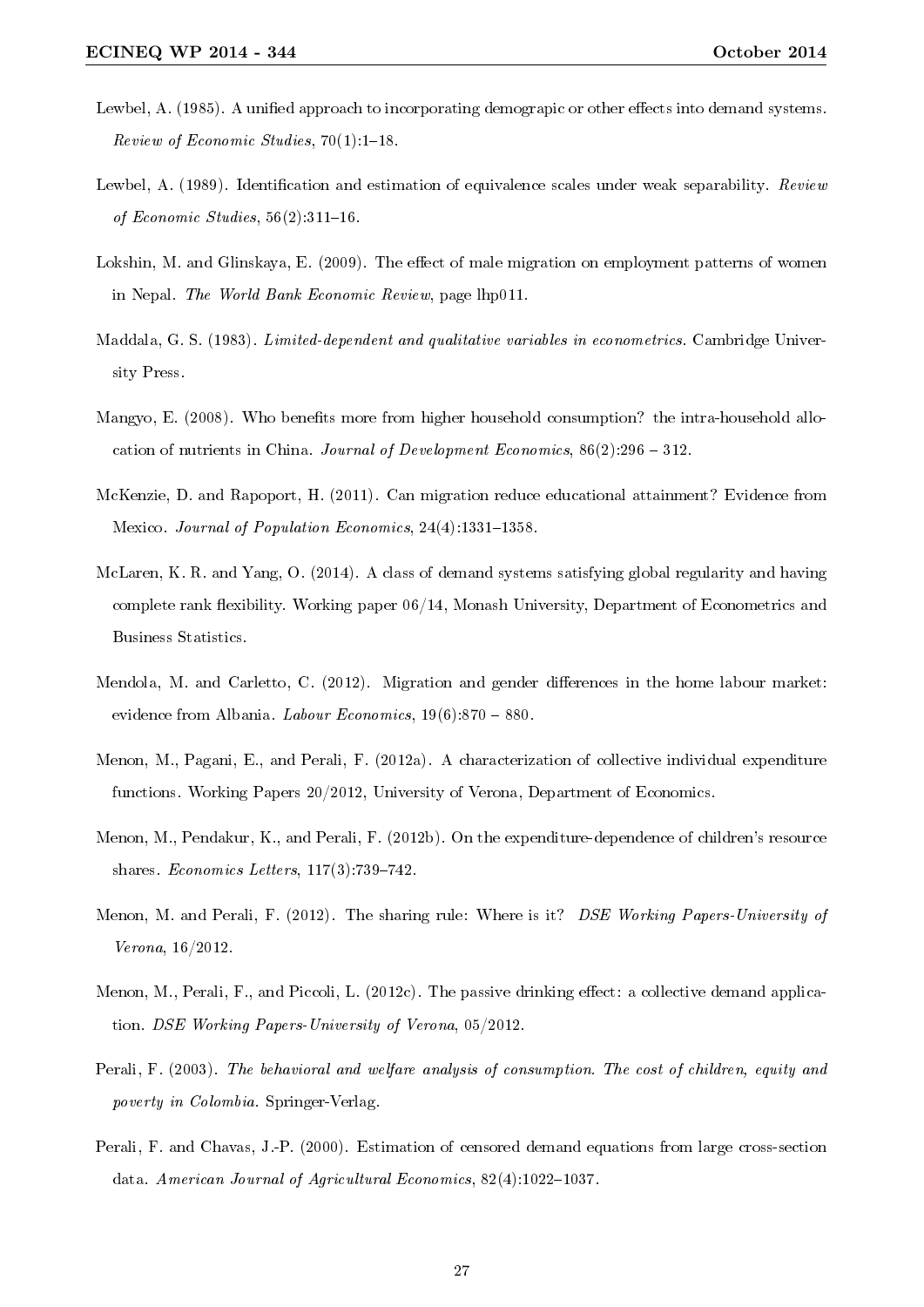Lewbel, A. (1985). A unified approach to incorporating demograpic or other effects into demand systems. *Review of Economic Studies*, 70(1):1–18.

Lewbel, A. (1989). Identification and estimation of equivalence scales under weak separability. *Review of Economic Studies*, 56(2):311–16.

Lokshin, M. and Glinskaya, E. (2009). The effect of male migration on employment patterns of women in Nepal. *The World Bank Economic Review*, page lhp011.

Maddala, G. S. (1983). *Limited-dependent and qualitative variables in econometrics*. Cambridge University Press.

Mangyo, E. (2008). Who benefits more from higher household consumption? the intra-household allocation of nutrients in China. *Journal of Development Economics*, 86(2):296 – 312.

McKenzie, D. and Rapoport, H. (2011). Can migration reduce educational attainment? Evidence from Mexico. *Journal of Population Economics*, 24(4):1331–1358.

McLaren, K. R. and Yang, O. (2014). A class of demand systems satisfying global regularity and having complete rank flexibility. Working paper 06/14, Monash University, Department of Econometrics and Business Statistics.

Mendola, M. and Carletto, C. (2012). Migration and gender differences in the home labour market: evidence from Albania. *Labour Economics*, 19(6):870 – 880.

Menon, M., Pagani, E., and Perali, F. (2012a). A characterization of collective individual expenditure functions. Working Papers 20/2012, University of Verona, Department of Economics.

Menon, M., Pendakur, K., and Perali, F. (2012b). On the expenditure-dependence of children's resource shares. *Economics Letters*, 117(3):739–742.

Menon, M. and Perali, F. (2012). The sharing rule: Where is it? *DSE Working Papers-University of Verona*, 16/2012.

Menon, M., Perali, F., and Piccoli, L. (2012c). The passive drinking effect: a collective demand application. *DSE Working Papers-University of Verona*, 05/2012.

Perali, F. (2003). *The behavioral and welfare analysis of consumption. The cost of children, equity and poverty in Colombia*. Springer-Verlag.

Perali, F. and Chavas, J.-P. (2000). Estimation of censored demand equations from large cross-section data. *American Journal of Agricultural Economics*, 82(4):1022–1037.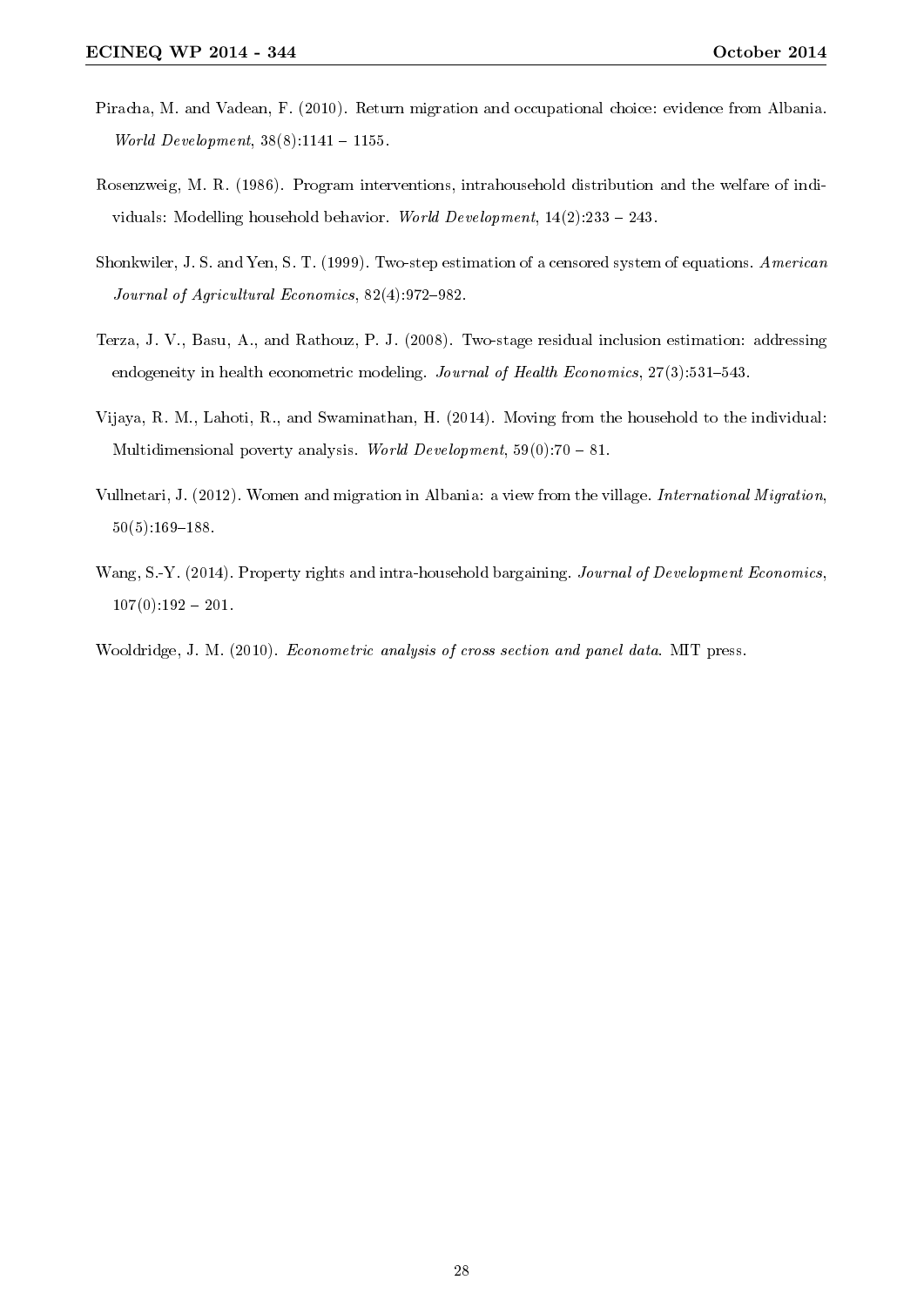Piracha, M. and Vadean, F. (2010). Return migration and occupational choice: evidence from Albania. *World Development*, 38(8):1141 – 1155.

Rosenzweig, M. R. (1986). Program interventions, intrahousehold distribution and the welfare of individuals: Modelling household behavior. *World Development*, 14(2):233 – 243.

Shonkwiler, J. S. and Yen, S. T. (1999). Two-step estimation of a censored system of equations. *American Journal of Agricultural Economics*, 82(4):972–982.

Terza, J. V., Basu, A., and Rathouz, P. J. (2008). Two-stage residual inclusion estimation: addressing endogeneity in health econometric modeling. *Journal of Health Economics*, 27(3):531–543.

Vijaya, R. M., Lahoti, R., and Swaminathan, H. (2014). Moving from the household to the individual: Multidimensional poverty analysis. *World Development*, 59(0):70 – 81.

Vullnetari, J. (2012). Women and migration in Albania: a view from the village. *International Migration*, 50(5):169–188.

Wang, S.-Y. (2014). Property rights and intra-household bargaining. *Journal of Development Economics*, 107(0):192 – 201.

Wooldridge, J. M. (2010). *Econometric analysis of cross section and panel data*. MIT press.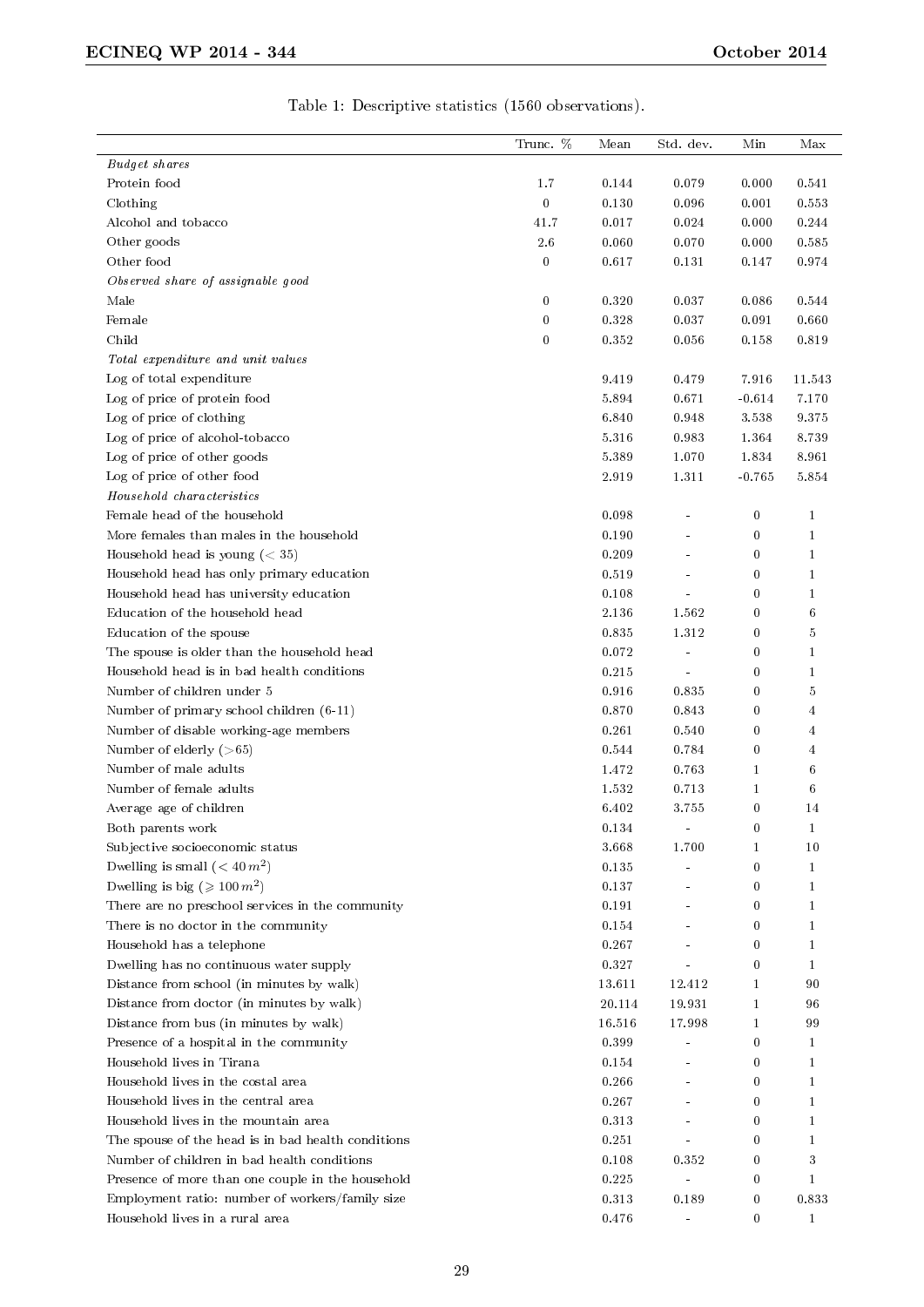Table 1: Descriptive statistics (1560 observations).

| | Trunc. % | Mean | Std. dev. | Min | Max |
|---|---|---|---|---|---|
| *Budget shares* | | | | | |
| Protein food | 1.7 | 0.144 | 0.079 | 0.000 | 0.541 |
| Clothing | 0 | 0.130 | 0.096 | 0.001 | 0.553 |
| Alcohol and tobacco | 41.7 | 0.017 | 0.024 | 0.000 | 0.244 |
| Other goods | 2.6 | 0.060 | 0.070 | 0.000 | 0.585 |
| Other food | 0 | 0.617 | 0.131 | 0.147 | 0.974 |
| *Observed share of assignable good* | | | | | |
| Male | 0 | 0.320 | 0.037 | 0.086 | 0.544 |
| Female | 0 | 0.328 | 0.037 | 0.091 | 0.660 |
| Child | 0 | 0.352 | 0.056 | 0.158 | 0.819 |
| *Total expenditure and unit values* | | | | | |
| Log of total expenditure | | 9.419 | 0.479 | 7.916 | 11.543 |
| Log of price of protein food | | 5.894 | 0.671 | -0.614 | 7.170 |
| Log of price of clothing | | 6.840 | 0.948 | 3.538 | 9.375 |
| Log of price of alcohol-tobacco | | 5.316 | 0.983 | 1.364 | 8.739 |
| Log of price of other goods | | 5.389 | 1.070 | 1.834 | 8.961 |
| Log of price of other food | | 2.919 | 1.311 | -0.765 | 5.854 |
| *Household characteristics* | | | | | |
| Female head of the household | | 0.098 | - | 0 | 1 |
| More females than males in the household | | 0.190 | - | 0 | 1 |
| Household head is young (< 35) | | 0.209 | - | 0 | 1 |
| Household head has only primary education | | 0.519 | - | 0 | 1 |
| Household head has university education | | 0.108 | - | 0 | 1 |
| Education of the household head | | 2.136 | 1.562 | 0 | 6 |
| Education of the spouse | | 0.835 | 1.312 | 0 | 5 |
| The spouse is older than the household head | | 0.072 | - | 0 | 1 |
| Household head is in bad health conditions | | 0.215 | - | 0 | 1 |
| Number of children under 5 | | 0.916 | 0.835 | 0 | 5 |
| Number of primary school children (6-11) | | 0.870 | 0.843 | 0 | 4 |
| Number of disable working-age members | | 0.261 | 0.540 | 0 | 4 |
| Number of elderly (>65) | | 0.544 | 0.784 | 0 | 4 |
| Number of male adults | | 1.472 | 0.763 | 1 | 6 |
| Number of female adults | | 1.532 | 0.713 | 1 | 6 |
| Average age of children | | 6.402 | 3.755 | 0 | 14 |
| Both parents work | | 0.134 | - | 0 | 1 |
| Subjective socioeconomic status | | 3.668 | 1.700 | 1 | 10 |
| Dwelling is small (< $40\,m^2$) | | 0.135 | - | 0 | 1 |
| Dwelling is big ($\geqslant 100\,m^2$) | | 0.137 | - | 0 | 1 |
| There are no preschool services in the community | | 0.191 | - | 0 | 1 |
| There is no doctor in the community | | 0.154 | - | 0 | 1 |
| Household has a telephone | | 0.267 | - | 0 | 1 |
| Dwelling has no continuous water supply | | 0.327 | - | 0 | 1 |
| Distance from school (in minutes by walk) | | 13.611 | 12.412 | 1 | 90 |
| Distance from doctor (in minutes by walk) | | 20.114 | 19.931 | 1 | 96 |
| Distance from bus (in minutes by walk) | | 16.516 | 17.998 | 1 | 99 |
| Presence of a hospital in the community | | 0.399 | - | 0 | 1 |
| Household lives in Tirana | | 0.154 | - | 0 | 1 |
| Household lives in the costal area | | 0.266 | - | 0 | 1 |
| Household lives in the central area | | 0.267 | - | 0 | 1 |
| Household lives in the mountain area | | 0.313 | - | 0 | 1 |
| The spouse of the head is in bad health conditions | | 0.251 | - | 0 | 1 |
| Number of children in bad health conditions | | 0.108 | 0.352 | 0 | 3 |
| Presence of more than one couple in the household | | 0.225 | - | 0 | 1 |
| Employment ratio: number of workers/family size | | 0.313 | 0.189 | 0 | 0.833 |
| Household lives in a rural area | | 0.476 | - | 0 | 1 |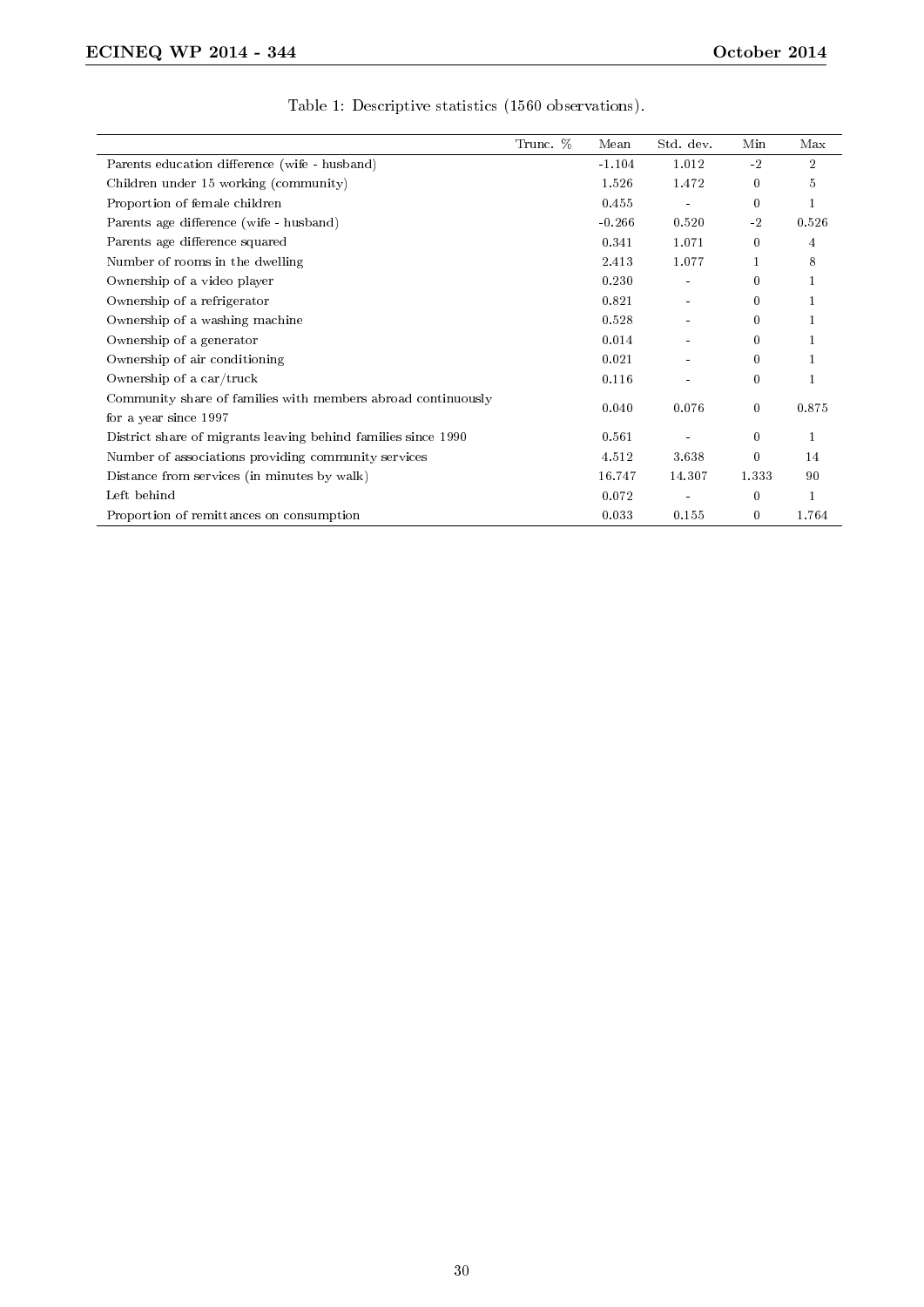Table 1: Descriptive statistics (1560 observations).

| | Trunc. % | Mean | Std. dev. | Min | Max |
|---|---|---|---|---|---|
| Parents education difference (wife - husband) | | -1.104 | 1.012 | -2 | 2 |
| Children under 15 working (community) | | 1.526 | 1.472 | 0 | 5 |
| Proportion of female children | | 0.455 | - | 0 | 1 |
| Parents age difference (wife - husband) | | -0.266 | 0.520 | -2 | 0.526 |
| Parents age difference squared | | 0.341 | 1.071 | 0 | 4 |
| Number of rooms in the dwelling | | 2.413 | 1.077 | 1 | 8 |
| Ownership of a video player | | 0.230 | - | 0 | 1 |
| Ownership of a refrigerator | | 0.821 | - | 0 | 1 |
| Ownership of a washing machine | | 0.528 | - | 0 | 1 |
| Ownership of a generator | | 0.014 | - | 0 | 1 |
| Ownership of air conditioning | | 0.021 | - | 0 | 1 |
| Ownership of a car/truck | | 0.116 | - | 0 | 1 |
| Community share of families with members abroad continuously for a year since 1997 | | 0.040 | 0.076 | 0 | 0.875 |
| District share of migrants leaving behind families since 1990 | | 0.561 | - | 0 | 1 |
| Number of associations providing community services | | 4.512 | 3.638 | 0 | 14 |
| Distance from services (in minutes by walk) | | 16.747 | 14.307 | 1.333 | 90 |
| Left behind | | 0.072 | - | 0 | 1 |
| Proportion of remittances on consumption | | 0.033 | 0.155 | 0 | 1.764 |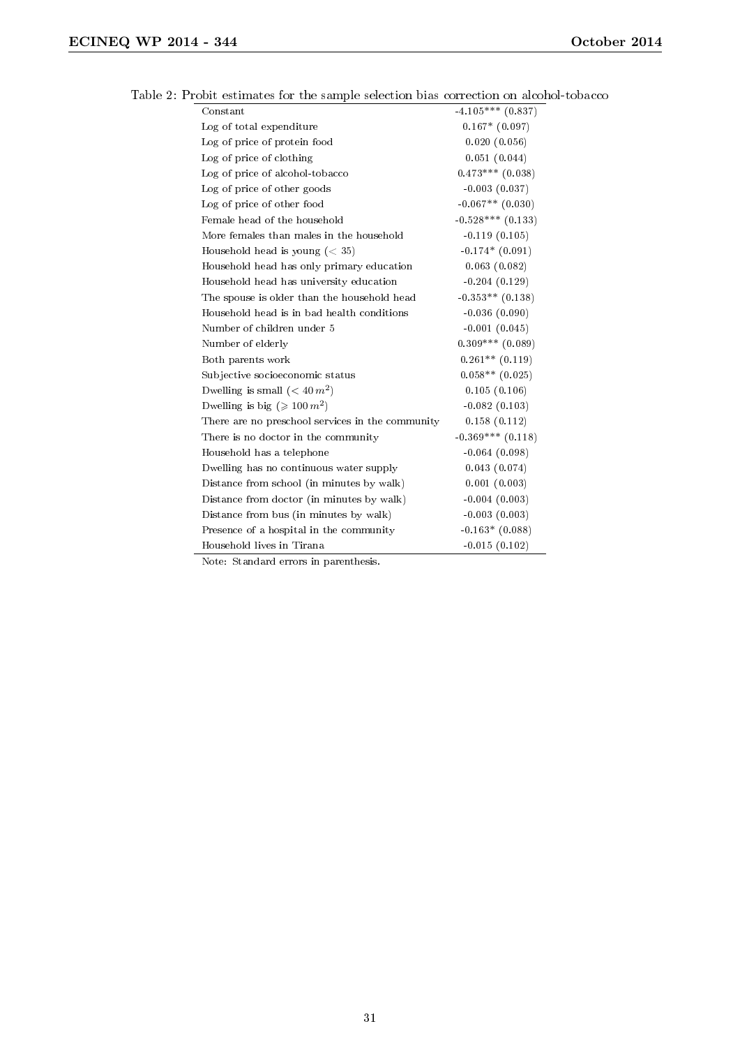Table 2: Probit estimates for the sample selection bias correction on alcohol-tobacco

| | |
|---|---|
| Constant | -4.105*** (0.837) |
| Log of total expenditure | 0.167* (0.097) |
| Log of price of protein food | 0.020 (0.056) |
| Log of price of clothing | 0.051 (0.044) |
| Log of price of alcohol-tobacco | 0.473*** (0.038) |
| Log of price of other goods | -0.003 (0.037) |
| Log of price of other food | -0.067** (0.030) |
| Female head of the household | -0.528*** (0.133) |
| More females than males in the household | -0.119 (0.105) |
| Household head is young ($< 35$) | -0.174* (0.091) |
| Household head has only primary education | 0.063 (0.082) |
| Household head has university education | -0.204 (0.129) |
| The spouse is older than the household head | -0.353** (0.138) |
| Household head is in bad health conditions | -0.036 (0.090) |
| Number of children under 5 | -0.001 (0.045) |
| Number of elderly | 0.309*** (0.089) |
| Both parents work | 0.261** (0.119) |
| Subjective socioeconomic status | 0.058** (0.025) |
| Dwelling is small ($< 40\,m^2$) | 0.105 (0.106) |
| Dwelling is big ($\geqslant 100\,m^2$) | -0.082 (0.103) |
| There are no preschool services in the community | 0.158 (0.112) |
| There is no doctor in the community | -0.369*** (0.118) |
| Household has a telephone | -0.064 (0.098) |
| Dwelling has no continuous water supply | 0.043 (0.074) |
| Distance from school (in minutes by walk) | 0.001 (0.003) |
| Distance from doctor (in minutes by walk) | -0.004 (0.003) |
| Distance from bus (in minutes by walk) | -0.003 (0.003) |
| Presence of a hospital in the community | -0.163* (0.088) |
| Household lives in Tirana | -0.015 (0.102) |

Note: Standard errors in parenthesis.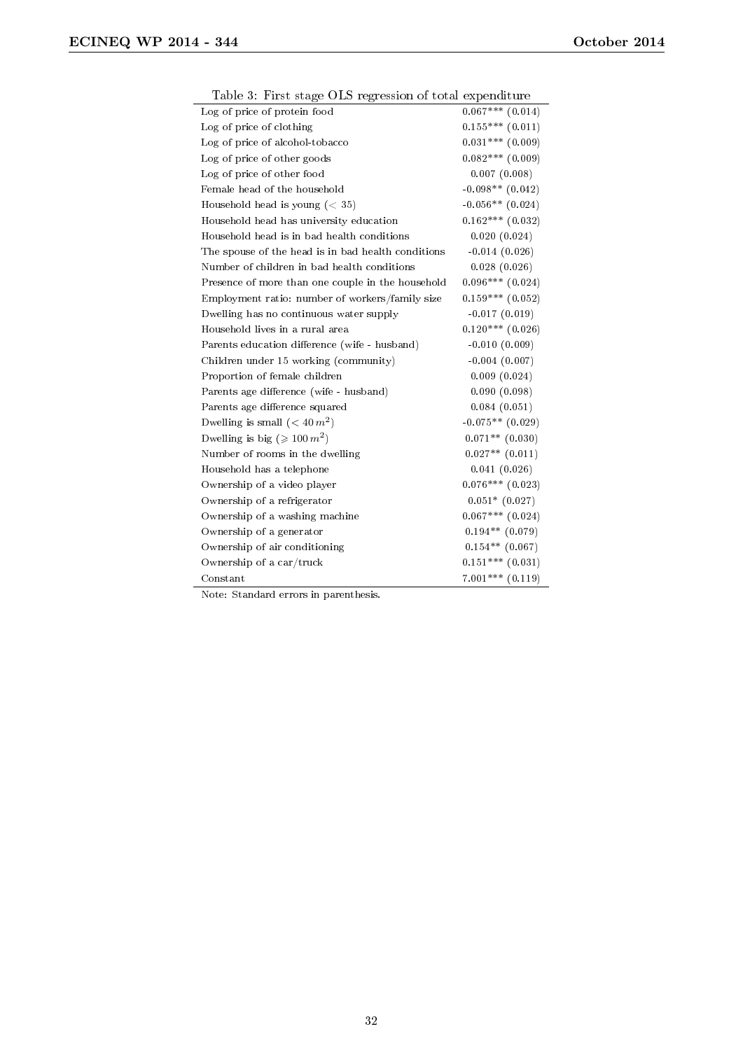Table 3: First stage OLS regression of total expenditure

| | |
|---|---|
| Log of price of protein food | 0.067*** (0.014) |
| Log of price of clothing | 0.155*** (0.011) |
| Log of price of alcohol-tobacco | 0.031*** (0.009) |
| Log of price of other goods | 0.082*** (0.009) |
| Log of price of other food | 0.007 (0.008) |
| Female head of the household | -0.098** (0.042) |
| Household head is young ($< 35$) | -0.056** (0.024) |
| Household head has university education | 0.162*** (0.032) |
| Household head is in bad health conditions | 0.020 (0.024) |
| The spouse of the head is in bad health conditions | -0.014 (0.026) |
| Number of children in bad health conditions | 0.028 (0.026) |
| Presence of more than one couple in the household | 0.096*** (0.024) |
| Employment ratio: number of workers/family size | 0.159*** (0.052) |
| Dwelling has no continuous water supply | -0.017 (0.019) |
| Household lives in a rural area | 0.120*** (0.026) |
| Parents education difference (wife - husband) | -0.010 (0.009) |
| Children under 15 working (community) | -0.004 (0.007) |
| Proportion of female children | 0.009 (0.024) |
| Parents age difference (wife - husband) | 0.090 (0.098) |
| Parents age difference squared | 0.084 (0.051) |
| Dwelling is small ($< 40\,m^2$) | -0.075** (0.029) |
| Dwelling is big ($\geqslant 100\,m^2$) | 0.071** (0.030) |
| Number of rooms in the dwelling | 0.027** (0.011) |
| Household has a telephone | 0.041 (0.026) |
| Ownership of a video player | 0.076*** (0.023) |
| Ownership of a refrigerator | 0.051* (0.027) |
| Ownership of a washing machine | 0.067*** (0.024) |
| Ownership of a generator | 0.194** (0.079) |
| Ownership of air conditioning | 0.154** (0.067) |
| Ownership of a car/truck | 0.151*** (0.031) |
| Constant | 7.001*** (0.119) |

Note: Standard errors in parenthesis.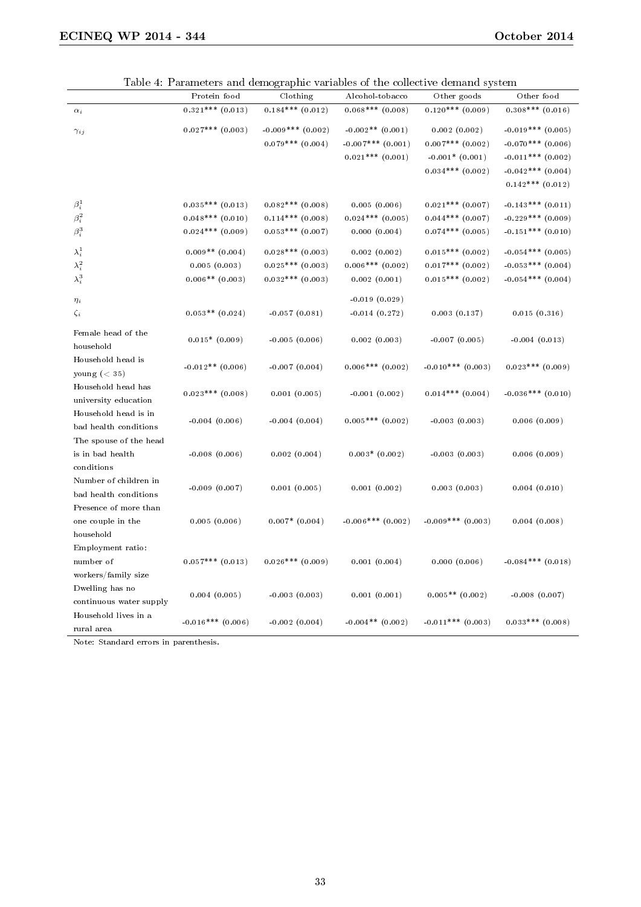Table 4: Parameters and demographic variables of the collective demand system

| | Protein food | Clothing | Alcohol-tobacco | Other goods | Other food |
|---|---|---|---|---|---|
| $\alpha_i$ | 0.321*** (0.013) | 0.184*** (0.012) | 0.068*** (0.008) | 0.120*** (0.009) | 0.308*** (0.016) |
| $\gamma_{ij}$ | 0.027*** (0.003) | -0.009*** (0.002) | -0.002** (0.001) | 0.002 (0.002) | -0.019*** (0.005) |
| | | 0.079*** (0.004) | -0.007*** (0.001) | 0.007*** (0.002) | -0.070*** (0.006) |
| | | | 0.021*** (0.001) | -0.001* (0.001) | -0.011*** (0.002) |
| | | | | 0.034*** (0.002) | -0.042*** (0.004) |
| | | | | | 0.142*** (0.012) |
| $\beta_i^1$ | 0.035*** (0.013) | 0.082*** (0.008) | 0.005 (0.006) | 0.021*** (0.007) | -0.143*** (0.011) |
| $\beta_i^2$ | 0.048*** (0.010) | 0.114*** (0.008) | 0.024*** (0.005) | 0.044*** (0.007) | -0.229*** (0.009) |
| $\beta_i^3$ | 0.024*** (0.009) | 0.053*** (0.007) | 0.000 (0.004) | 0.074*** (0.005) | -0.151*** (0.010) |
| $\lambda_i^1$ | 0.009** (0.004) | 0.028*** (0.003) | 0.002 (0.002) | 0.015*** (0.002) | -0.054*** (0.005) |
| $\lambda_i^2$ | 0.005 (0.003) | 0.025*** (0.003) | 0.006*** (0.002) | 0.017*** (0.002) | -0.053*** (0.004) |
| $\lambda_i^3$ | 0.006** (0.003) | 0.032*** (0.003) | 0.002 (0.001) | 0.015*** (0.002) | -0.054*** (0.004) |
| $\eta_i$ | | | -0.019 (0.029) | | |
| $\zeta_i$ | 0.053** (0.024) | -0.057 (0.081) | -0.014 (0.272) | 0.003 (0.137) | 0.015 (0.316) |
| Female head of the household | 0.015* (0.009) | -0.005 (0.006) | 0.002 (0.003) | -0.007 (0.005) | -0.004 (0.013) |
| Household head is young (< 35) | -0.012** (0.006) | -0.007 (0.004) | 0.006*** (0.002) | -0.010*** (0.003) | 0.023*** (0.009) |
| Household head has university education | 0.023*** (0.008) | 0.001 (0.005) | -0.001 (0.002) | 0.014*** (0.004) | -0.036*** (0.010) |
| Household head is in bad health conditions | -0.004 (0.006) | -0.004 (0.004) | 0.005*** (0.002) | -0.003 (0.003) | 0.006 (0.009) |
| The spouse of the head is in bad health conditions | -0.008 (0.006) | 0.002 (0.004) | 0.003* (0.002) | -0.003 (0.003) | 0.006 (0.009) |
| Number of children in bad health conditions | -0.009 (0.007) | 0.001 (0.005) | 0.001 (0.002) | 0.003 (0.003) | 0.004 (0.010) |
| Presence of more than one couple in the household | 0.005 (0.006) | 0.007* (0.004) | -0.006*** (0.002) | -0.009*** (0.003) | 0.004 (0.008) |
| Employment ratio: number of workers/family size | 0.057*** (0.013) | 0.026*** (0.009) | 0.001 (0.004) | 0.000 (0.006) | -0.084*** (0.018) |
| Dwelling has no continuous water supply | 0.004 (0.005) | -0.003 (0.003) | 0.001 (0.001) | 0.005** (0.002) | -0.008 (0.007) |
| Household lives in a rural area | -0.016*** (0.006) | -0.002 (0.004) | -0.004** (0.002) | -0.011*** (0.003) | 0.033*** (0.008) |

Note: Standard errors in parenthesis.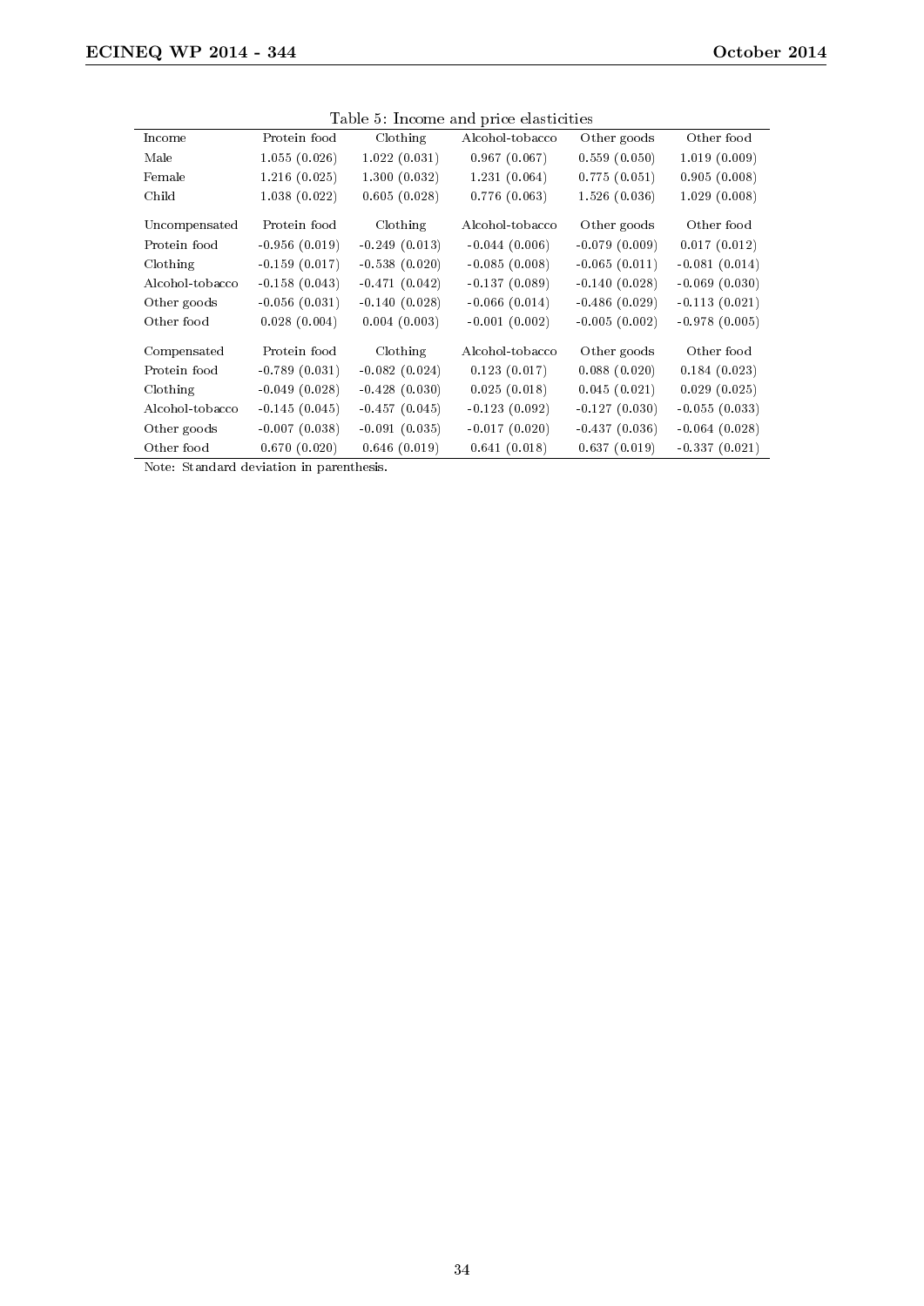Table 5: Income and price elasticities

| Income | Protein food | Clothing | Alcohol-tobacco | Other goods | Other food |
|---|---|---|---|---|---|
| Male | 1.055 (0.026) | 1.022 (0.031) | 0.967 (0.067) | 0.559 (0.050) | 1.019 (0.009) |
| Female | 1.216 (0.025) | 1.300 (0.032) | 1.231 (0.064) | 0.775 (0.051) | 0.905 (0.008) |
| Child | 1.038 (0.022) | 0.605 (0.028) | 0.776 (0.063) | 1.526 (0.036) | 1.029 (0.008) |
| Uncompensated | Protein food | Clothing | Alcohol-tobacco | Other goods | Other food |
| Protein food | -0.956 (0.019) | -0.249 (0.013) | -0.044 (0.006) | -0.079 (0.009) | 0.017 (0.012) |
| Clothing | -0.159 (0.017) | -0.538 (0.020) | -0.085 (0.008) | -0.065 (0.011) | -0.081 (0.014) |
| Alcohol-tobacco | -0.158 (0.043) | -0.471 (0.042) | -0.137 (0.089) | -0.140 (0.028) | -0.069 (0.030) |
| Other goods | -0.056 (0.031) | -0.140 (0.028) | -0.066 (0.014) | -0.486 (0.029) | -0.113 (0.021) |
| Other food | 0.028 (0.004) | 0.004 (0.003) | -0.001 (0.002) | -0.005 (0.002) | -0.978 (0.005) |
| Compensated | Protein food | Clothing | Alcohol-tobacco | Other goods | Other food |
| Protein food | -0.789 (0.031) | -0.082 (0.024) | 0.123 (0.017) | 0.088 (0.020) | 0.184 (0.023) |
| Clothing | -0.049 (0.028) | -0.428 (0.030) | 0.025 (0.018) | 0.045 (0.021) | 0.029 (0.025) |
| Alcohol-tobacco | -0.145 (0.045) | -0.457 (0.045) | -0.123 (0.092) | -0.127 (0.030) | -0.055 (0.033) |
| Other goods | -0.007 (0.038) | -0.091 (0.035) | -0.017 (0.020) | -0.437 (0.036) | -0.064 (0.028) |
| Other food | 0.670 (0.020) | 0.646 (0.019) | 0.641 (0.018) | 0.637 (0.019) | -0.337 (0.021) |

Note: Standard deviation in parenthesis.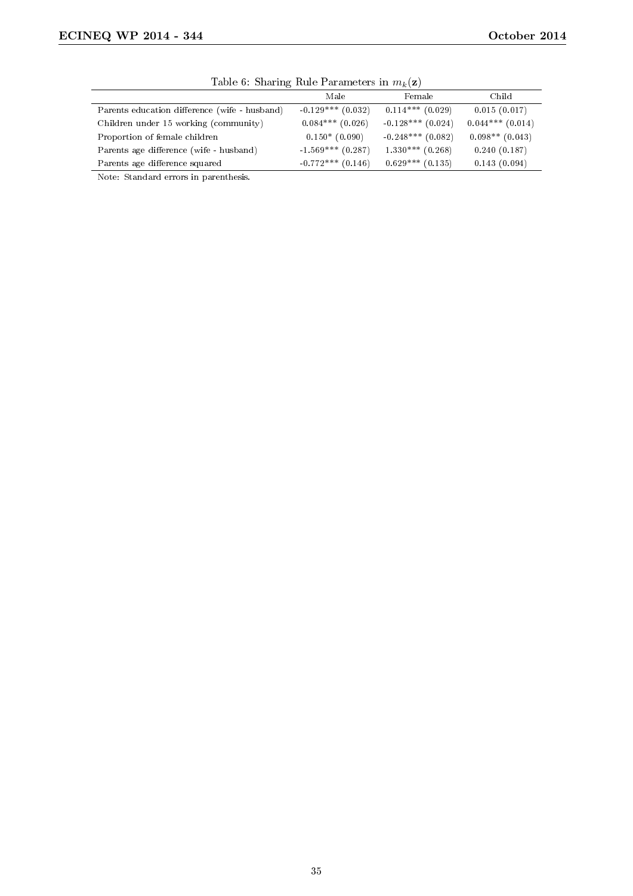Table 6: Sharing Rule Parameters in $m_k(\mathbf{z})$

| | Male | Female | Child |
|---|---|---|---|
| Parents education difference (wife - husband) | -0.129*** (0.032) | 0.114*** (0.029) | 0.015 (0.017) |
| Children under 15 working (community) | 0.084*** (0.026) | -0.128*** (0.024) | 0.044*** (0.014) |
| Proportion of female children | 0.150* (0.090) | -0.248*** (0.082) | 0.098** (0.043) |
| Parents age difference (wife - husband) | -1.569*** (0.287) | 1.330*** (0.268) | 0.240 (0.187) |
| Parents age difference squared | -0.772*** (0.146) | 0.629*** (0.135) | 0.143 (0.094) |

Note: Standard errors in parenthesis.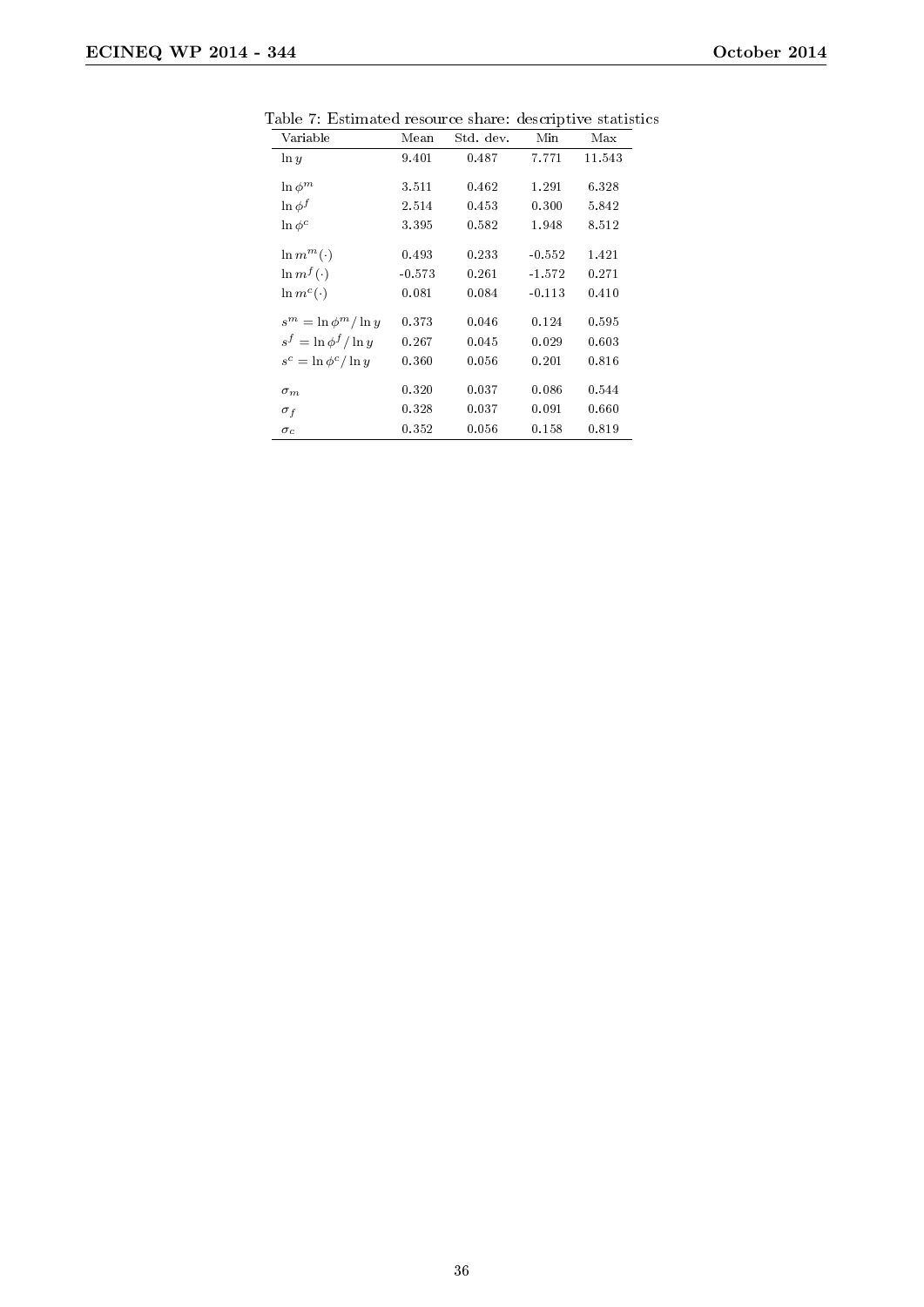Table 7: Estimated resource share: descriptive statistics

| Variable | Mean | Std. dev. | Min | Max |
|---|---|---|---|---|
| $\ln y$ | 9.401 | 0.487 | 7.771 | 11.543 |
| $\ln \phi^m$ | 3.511 | 0.462 | 1.291 | 6.328 |
| $\ln \phi^f$ | 2.514 | 0.453 | 0.300 | 5.842 |
| $\ln \phi^c$ | 3.395 | 0.582 | 1.948 | 8.512 |
| $\ln m^m(\cdot)$ | 0.493 | 0.233 | -0.552 | 1.421 |
| $\ln m^f(\cdot)$ | -0.573 | 0.261 | -1.572 | 0.271 |
| $\ln m^c(\cdot)$ | 0.081 | 0.084 | -0.113 | 0.410 |
| $s^m = \ln \phi^m / \ln y$ | 0.373 | 0.046 | 0.124 | 0.595 |
| $s^f = \ln \phi^f / \ln y$ | 0.267 | 0.045 | 0.029 | 0.603 |
| $s^c = \ln \phi^c / \ln y$ | 0.360 | 0.056 | 0.201 | 0.816 |
| $\sigma_m$ | 0.320 | 0.037 | 0.086 | 0.544 |
| $\sigma_f$ | 0.328 | 0.037 | 0.091 | 0.660 |
| $\sigma_c$ | 0.352 | 0.056 | 0.158 | 0.819 |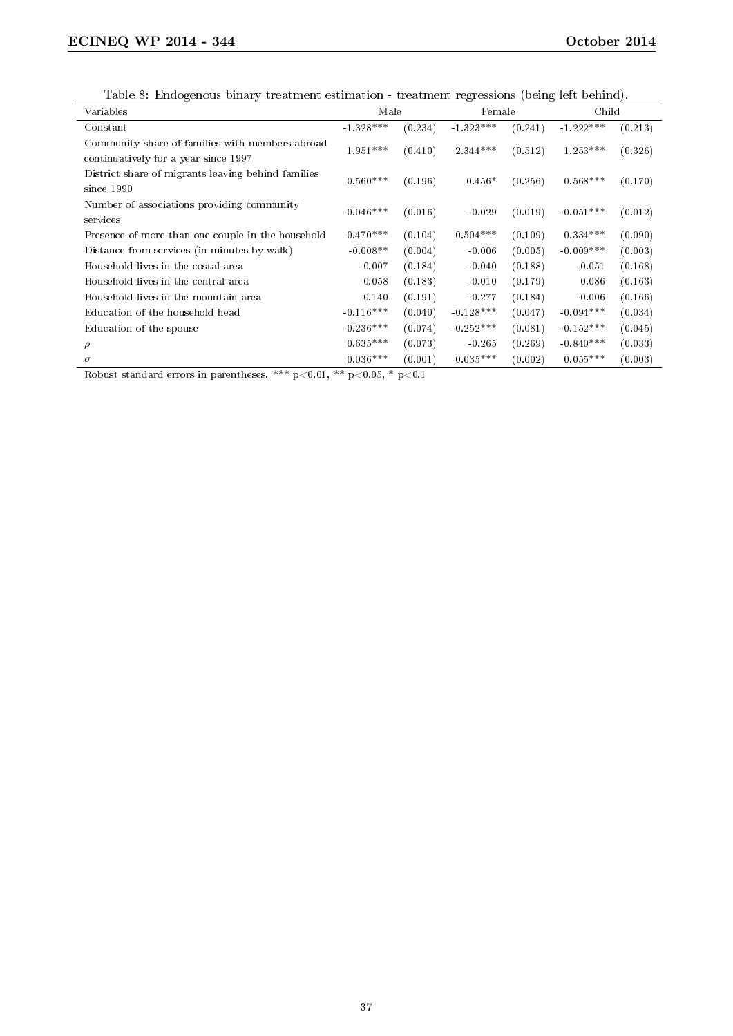Table 8: Endogenous binary treatment estimation - treatment regressions (being left behind).

| Variables | Male | | Female | | Child | |
|---|---|---|---|---|---|---|
| Constant | -1.328*** | (0.234) | -1.323*** | (0.241) | -1.222*** | (0.213) |
| Community share of families with members abroad continuatively for a year since 1997 | 1.951*** | (0.410) | 2.344*** | (0.512) | 1.253*** | (0.326) |
| District share of migrants leaving behind families since 1990 | 0.560*** | (0.196) | 0.456* | (0.256) | 0.568*** | (0.170) |
| Number of associations providing community services | -0.046*** | (0.016) | -0.029 | (0.019) | -0.051*** | (0.012) |
| Presence of more than one couple in the household | 0.470*** | (0.104) | 0.504*** | (0.109) | 0.334*** | (0.090) |
| Distance from services (in minutes by walk) | -0.008** | (0.004) | -0.006 | (0.005) | -0.009*** | (0.003) |
| Household lives in the costal area | -0.007 | (0.184) | -0.040 | (0.188) | -0.051 | (0.168) |
| Household lives in the central area | 0.058 | (0.183) | -0.010 | (0.179) | 0.086 | (0.163) |
| Household lives in the mountain area | -0.140 | (0.191) | -0.277 | (0.184) | -0.006 | (0.166) |
| Education of the household head | -0.116*** | (0.040) | -0.128*** | (0.047) | -0.094*** | (0.034) |
| Education of the spouse | -0.236*** | (0.074) | -0.252*** | (0.081) | -0.152*** | (0.045) |
| $\rho$ | 0.635*** | (0.073) | -0.265 | (0.269) | -0.840*** | (0.033) |
| $\sigma$ | 0.036*** | (0.001) | 0.035*** | (0.002) | 0.055*** | (0.003) |

Robust standard errors in parentheses. *** $p<0.01$, ** $p<0.05$, * $p<0.1$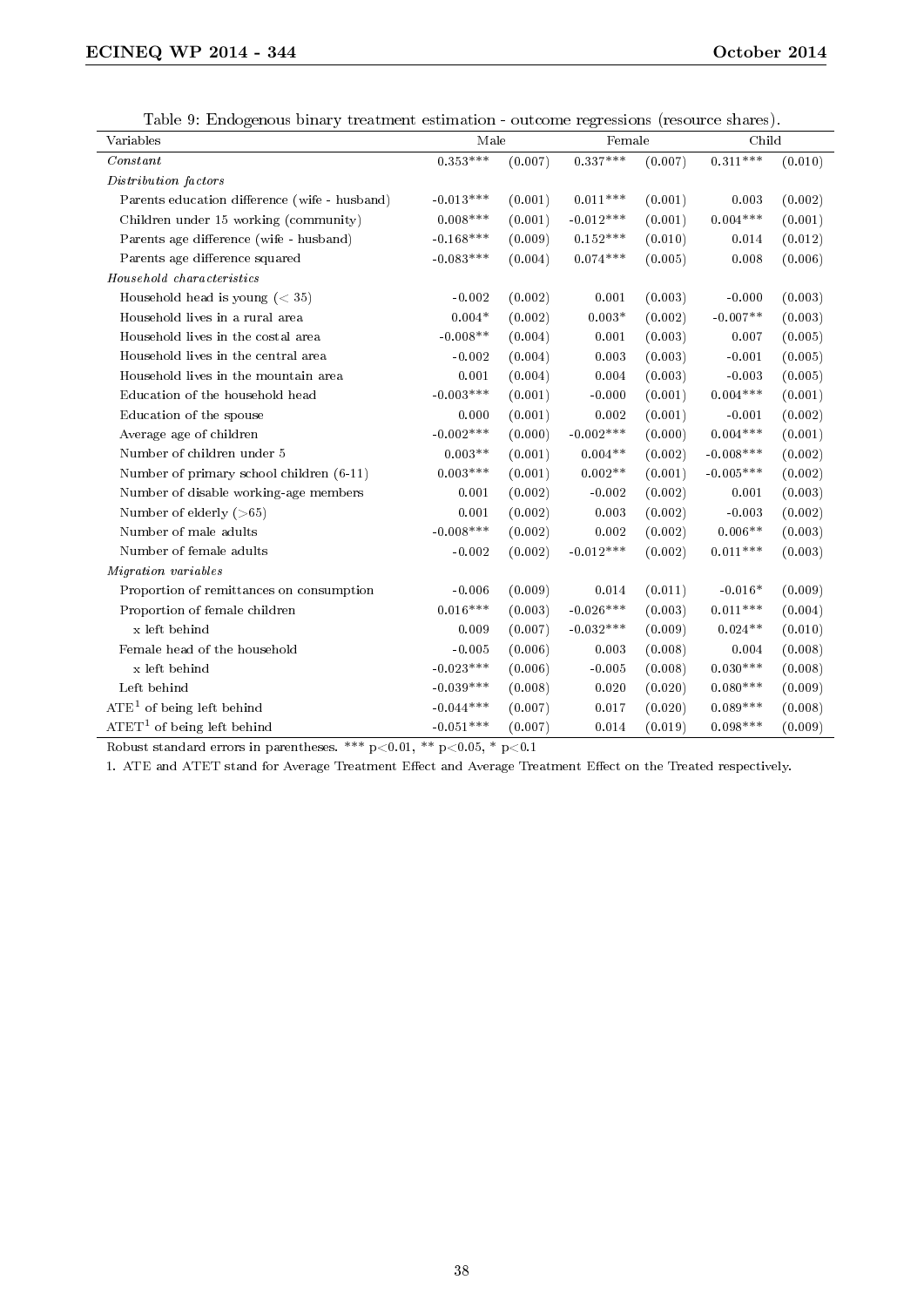Table 9: Endogenous binary treatment estimation - outcome regressions (resource shares).

| Variables | Male | | Female | | Child | |
|---|---|---|---|---|---|---|
| *Constant* | 0.353*** | (0.007) | 0.337*** | (0.007) | 0.311*** | (0.010) |
| *Distribution factors* | | | | | | |
| Parents education difference (wife - husband) | -0.013*** | (0.001) | 0.011*** | (0.001) | 0.003 | (0.002) |
| Children under 15 working (community) | 0.008*** | (0.001) | -0.012*** | (0.001) | 0.004*** | (0.001) |
| Parents age difference (wife - husband) | -0.168*** | (0.009) | 0.152*** | (0.010) | 0.014 | (0.012) |
| Parents age difference squared | -0.083*** | (0.004) | 0.074*** | (0.005) | 0.008 | (0.006) |
| *Household characteristics* | | | | | | |
| Household head is young (< 35) | -0.002 | (0.002) | 0.001 | (0.003) | -0.000 | (0.003) |
| Household lives in a rural area | 0.004* | (0.002) | 0.003* | (0.002) | -0.007** | (0.003) |
| Household lives in the costal area | -0.008** | (0.004) | 0.001 | (0.003) | 0.007 | (0.005) |
| Household lives in the central area | -0.002 | (0.004) | 0.003 | (0.003) | -0.001 | (0.005) |
| Household lives in the mountain area | 0.001 | (0.004) | 0.004 | (0.003) | -0.003 | (0.005) |
| Education of the household head | -0.003*** | (0.001) | -0.000 | (0.001) | 0.004*** | (0.001) |
| Education of the spouse | 0.000 | (0.001) | 0.002 | (0.001) | -0.001 | (0.002) |
| Average age of children | -0.002*** | (0.000) | -0.002*** | (0.000) | 0.004*** | (0.001) |
| Number of children under 5 | 0.003** | (0.001) | 0.004** | (0.002) | -0.008*** | (0.002) |
| Number of primary school children (6-11) | 0.003*** | (0.001) | 0.002** | (0.001) | -0.005*** | (0.002) |
| Number of disable working-age members | 0.001 | (0.002) | -0.002 | (0.002) | 0.001 | (0.003) |
| Number of elderly (>65) | 0.001 | (0.002) | 0.003 | (0.002) | -0.003 | (0.002) |
| Number of male adults | -0.008*** | (0.002) | 0.002 | (0.002) | 0.006** | (0.003) |
| Number of female adults | -0.002 | (0.002) | -0.012*** | (0.002) | 0.011*** | (0.003) |
| *Migration variables* | | | | | | |
| Proportion of remittances on consumption | -0.006 | (0.009) | 0.014 | (0.011) | -0.016* | (0.009) |
| Proportion of female children | 0.016*** | (0.003) | -0.026*** | (0.003) | 0.011*** | (0.004) |
| x left behind | 0.009 | (0.007) | -0.032*** | (0.009) | 0.024** | (0.010) |
| Female head of the household | -0.005 | (0.006) | 0.003 | (0.008) | 0.004 | (0.008) |
| x left behind | -0.023*** | (0.006) | -0.005 | (0.008) | 0.030*** | (0.008) |
| Left behind | -0.039*** | (0.008) | 0.020 | (0.020) | 0.080*** | (0.009) |
| ATE[1] of being left behind | -0.044*** | (0.007) | 0.017 | (0.020) | 0.089*** | (0.008) |
| ATET[1] of being left behind | -0.051*** | (0.007) | 0.014 | (0.019) | 0.098*** | (0.009) |

Robust standard errors in parentheses. *** $p<0.01$, ** $p<0.05$, * $p<0.1$

1. ATE and ATET stand for Average Treatment Effect and Average Treatment Effect on the Treated respectively.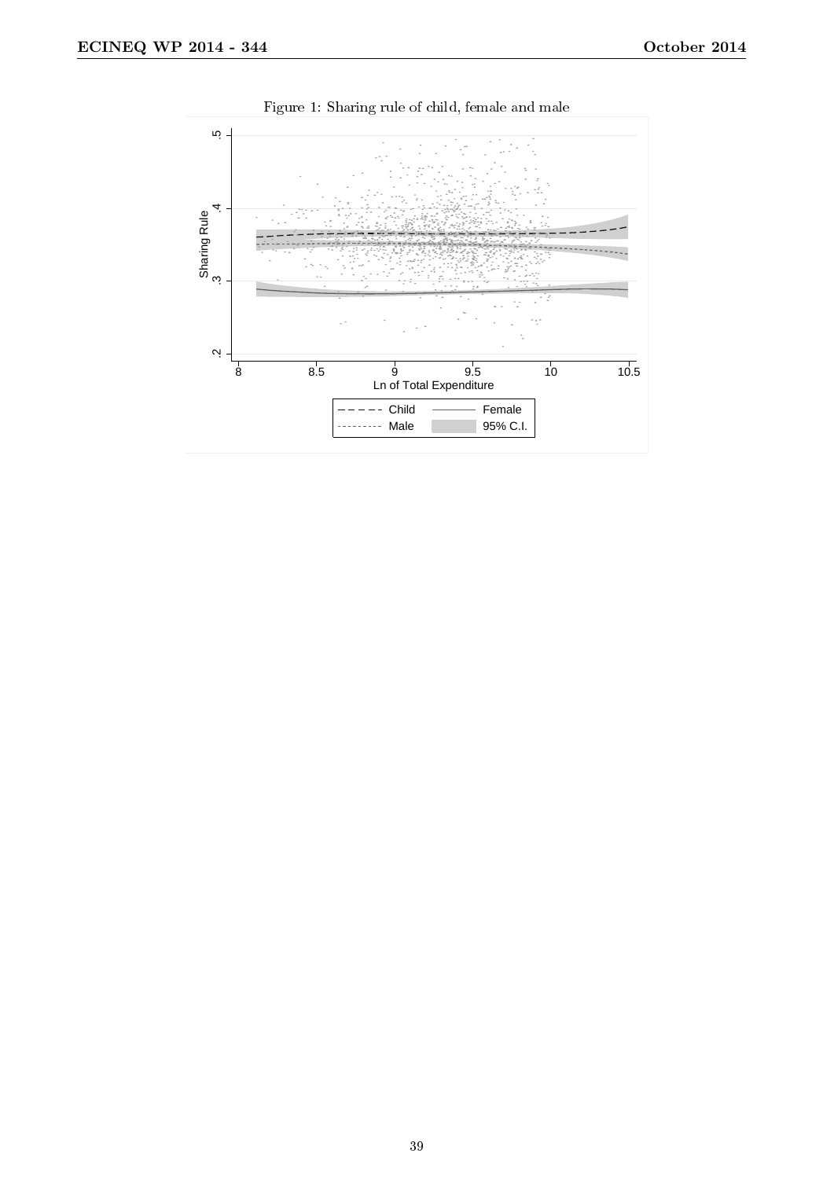Figure 1: Sharing rule of child, female and male

Sharing Rule

.2
.3
.4
.5

8
8.5
9
9.5
10
10.5

Ln of Total Expenditure

Child
Female
Male
95% C.I.